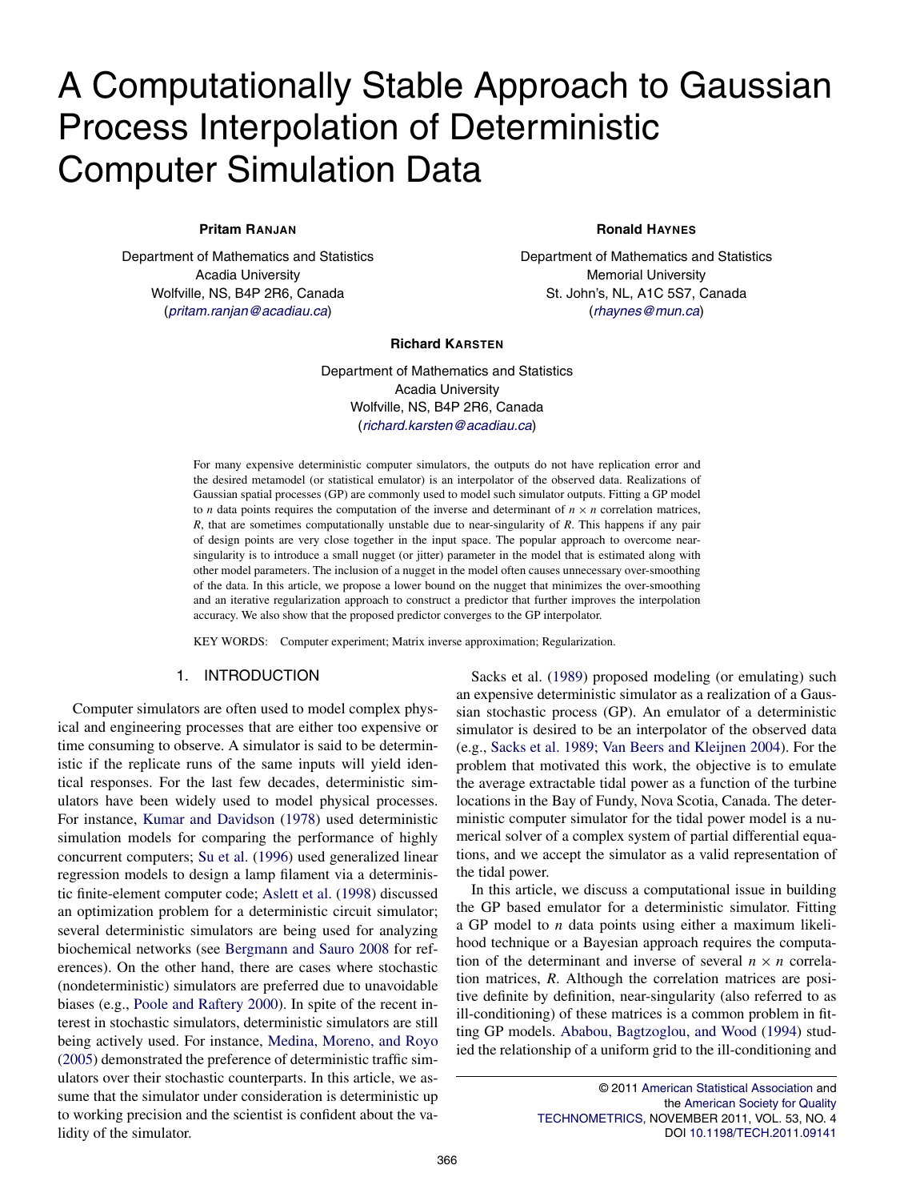# A Computationally Stable Approach to Gaussian Process Interpolation of Deterministic Computer Simulation Data

**Pritam RANJAN**

Department of Mathematics and Statistics
Acadia University
Wolfville, NS, B4P 2R6, Canada
(*pritam.ranjan@acadiau.ca*)

**Ronald HAYNES**

Department of Mathematics and Statistics
Memorial University
St. John's, NL, A1C 5S7, Canada
(*rhaynes@mun.ca*)

**Richard KARSTEN**

Department of Mathematics and Statistics
Acadia University
Wolfville, NS, B4P 2R6, Canada
(*richard.karsten@acadiau.ca*)

For many expensive deterministic computer simulators, the outputs do not have replication error and the desired metamodel (or statistical emulator) is an interpolator of the observed data. Realizations of Gaussian spatial processes (GP) are commonly used to model such simulator outputs. Fitting a GP model to $n$ data points requires the computation of the inverse and determinant of $n \times n$ correlation matrices, $R$, that are sometimes computationally unstable due to near-singularity of $R$. This happens if any pair of design points are very close together in the input space. The popular approach to overcome near-singularity is to introduce a small nugget (or jitter) parameter in the model that is estimated along with other model parameters. The inclusion of a nugget in the model often causes unnecessary over-smoothing of the data. In this article, we propose a lower bound on the nugget that minimizes the over-smoothing and an iterative regularization approach to construct a predictor that further improves the interpolation accuracy. We also show that the proposed predictor converges to the GP interpolator.

KEY WORDS: Computer experiment; Matrix inverse approximation; Regularization.

## 1. INTRODUCTION

Computer simulators are often used to model complex physical and engineering processes that are either too expensive or time consuming to observe. A simulator is said to be deterministic if the replicate runs of the same inputs will yield identical responses. For the last few decades, deterministic simulators have been widely used to model physical processes. For instance, Kumar and Davidson (1978) used deterministic simulation models for comparing the performance of highly concurrent computers; Su et al. (1996) used generalized linear regression models to design a lamp filament via a deterministic finite-element computer code; Aslett et al. (1998) discussed an optimization problem for a deterministic circuit simulator; several deterministic simulators are being used for analyzing biochemical networks (see Bergmann and Sauro 2008 for references). On the other hand, there are cases where stochastic (nondeterministic) simulators are preferred due to unavoidable biases (e.g., Poole and Raftery 2000). In spite of the recent interest in stochastic simulators, deterministic simulators are still being actively used. For instance, Medina, Moreno, and Royo (2005) demonstrated the preference of deterministic traffic simulators over their stochastic counterparts. In this article, we assume that the simulator under consideration is deterministic up to working precision and the scientist is confident about the validity of the simulator.

Sacks et al. (1989) proposed modeling (or emulating) such an expensive deterministic simulator as a realization of a Gaussian stochastic process (GP). An emulator of a deterministic simulator is desired to be an interpolator of the observed data (e.g., Sacks et al. 1989; Van Beers and Kleijnen 2004). For the problem that motivated this work, the objective is to emulate the average extractable tidal power as a function of the turbine locations in the Bay of Fundy, Nova Scotia, Canada. The deterministic computer simulator for the tidal power model is a numerical solver of a complex system of partial differential equations, and we accept the simulator as a valid representation of the tidal power.

In this article, we discuss a computational issue in building the GP based emulator for a deterministic simulator. Fitting a GP model to $n$ data points using either a maximum likelihood technique or a Bayesian approach requires the computation of the determinant and inverse of several $n \times n$ correlation matrices, $R$. Although the correlation matrices are positive definite by definition, near-singularity (also referred to as ill-conditioning) of these matrices is a common problem in fitting GP models. Ababou, Bagtzoglou, and Wood (1994) studied the relationship of a uniform grid to the ill-conditioning and

© 2011 American Statistical Association and the American Society for Quality
TECHNOMETRICS, NOVEMBER 2011, VOL. 53, NO. 4
DOI 10.1198/TECH.2011.09141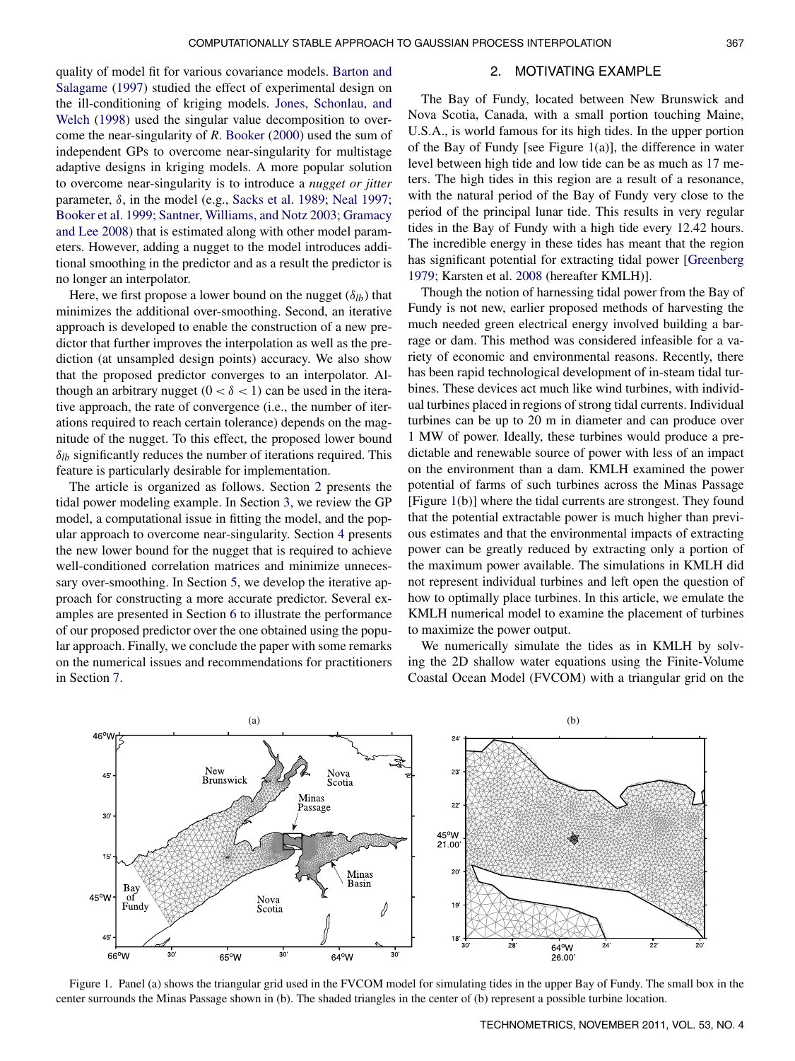quality of model fit for various covariance models. Barton and Salagame (1997) studied the effect of experimental design on the ill-conditioning of kriging models. Jones, Schonlau, and Welch (1998) used the singular value decomposition to overcome the near-singularity of $R$. Booker (2000) used the sum of independent GPs to overcome near-singularity for multistage adaptive designs in kriging models. A more popular solution to overcome near-singularity is to introduce a *nugget or jitter* parameter, $\delta$, in the model (e.g., Sacks et al. 1989; Neal 1997; Booker et al. 1999; Santner, Williams, and Notz 2003; Gramacy and Lee 2008) that is estimated along with other model parameters. However, adding a nugget to the model introduces additional smoothing in the predictor and as a result the predictor is no longer an interpolator.

Here, we first propose a lower bound on the nugget ($\delta_{lb}$) that minimizes the additional over-smoothing. Second, an iterative approach is developed to enable the construction of a new predictor that further improves the interpolation as well as the prediction (at unsampled design points) accuracy. We also show that the proposed predictor converges to an interpolator. Although an arbitrary nugget ($0 < \delta < 1$) can be used in the iterative approach, the rate of convergence (i.e., the number of iterations required to reach certain tolerance) depends on the magnitude of the nugget. To this effect, the proposed lower bound $\delta_{lb}$ significantly reduces the number of iterations required. This feature is particularly desirable for implementation.

The article is organized as follows. Section 2 presents the tidal power modeling example. In Section 3, we review the GP model, a computational issue in fitting the model, and the popular approach to overcome near-singularity. Section 4 presents the new lower bound for the nugget that is required to achieve well-conditioned correlation matrices and minimize unnecessary over-smoothing. In Section 5, we develop the iterative approach for constructing a more accurate predictor. Several examples are presented in Section 6 to illustrate the performance of our proposed predictor over the one obtained using the popular approach. Finally, we conclude the paper with some remarks on the numerical issues and recommendations for practitioners in Section 7.

## 2. MOTIVATING EXAMPLE

The Bay of Fundy, located between New Brunswick and Nova Scotia, Canada, with a small portion touching Maine, U.S.A., is world famous for its high tides. In the upper portion of the Bay of Fundy [see Figure 1(a)], the difference in water level between high tide and low tide can be as much as 17 meters. The high tides in this region are a result of a resonance, with the natural period of the Bay of Fundy very close to the period of the principal lunar tide. This results in very regular tides in the Bay of Fundy with a high tide every 12.42 hours. The incredible energy in these tides has meant that the region has significant potential for extracting tidal power [Greenberg 1979; Karsten et al. 2008 (hereafter KMLH)].

Though the notion of harnessing tidal power from the Bay of Fundy is not new, earlier proposed methods of harvesting the much needed green electrical energy involved building a barrage or dam. This method was considered infeasible for a variety of economic and environmental reasons. Recently, there has been rapid technological development of in-steam tidal turbines. These devices act much like wind turbines, with individual turbines placed in regions of strong tidal currents. Individual turbines can be up to 20 m in diameter and can produce over 1 MW of power. Ideally, these turbines would produce a predictable and renewable source of power with less of an impact on the environment than a dam. KMLH examined the power potential of farms of such turbines across the Minas Passage [Figure 1(b)] where the tidal currents are strongest. They found that the potential extractable power is much higher than previous estimates and that the environmental impacts of extracting power can be greatly reduced by extracting only a portion of the maximum power available. The simulations in KMLH did not represent individual turbines and left open the question of how to optimally place turbines. In this article, we emulate the KMLH numerical model to examine the placement of turbines to maximize the power output.

We numerically simulate the tides as in KMLH by solving the 2D shallow water equations using the Finite-Volume Coastal Ocean Model (FVCOM) with a triangular grid on the

Figure 1. Panel (a) shows the triangular grid used in the FVCOM model for simulating tides in the upper Bay of Fundy. The small box in the center surrounds the Minas Passage shown in (b). The shaded triangles in the center of (b) represent a possible turbine location.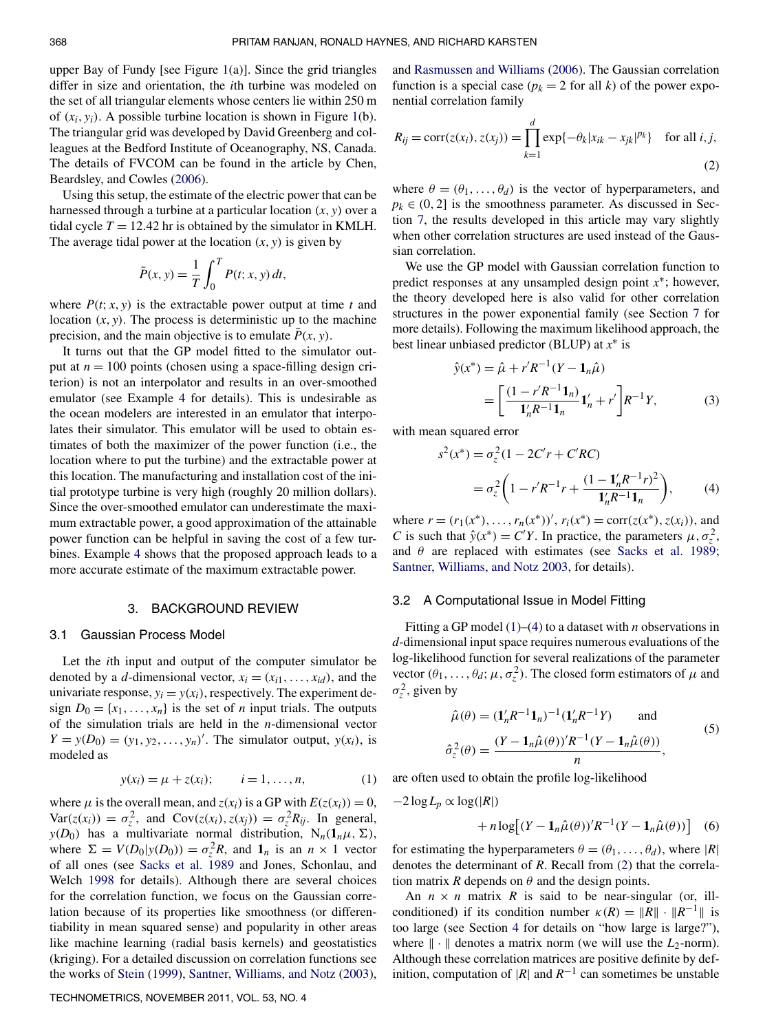upper Bay of Fundy [see Figure 1(a)]. Since the grid triangles differ in size and orientation, the $i$th turbine was modeled on the set of all triangular elements whose centers lie within 250 m of $(x_i, y_i)$. A possible turbine location is shown in Figure 1(b). The triangular grid was developed by David Greenberg and colleagues at the Bedford Institute of Oceanography, NS, Canada. The details of FVCOM can be found in the article by Chen, Beardsley, and Cowles (2006).

Using this setup, the estimate of the electric power that can be harnessed through a turbine at a particular location $(x, y)$ over a tidal cycle $T = 12.42$ hr is obtained by the simulator in KMLH. The average tidal power at the location $(x, y)$ is given by

$$\bar{P}(x, y) = \frac{1}{T}\int_0^T P(t; x, y)\, dt,$$

where $P(t; x, y)$ is the extractable power output at time $t$ and location $(x, y)$. The process is deterministic up to the machine precision, and the main objective is to emulate $\bar{P}(x, y)$.

It turns out that the GP model fitted to the simulator output at $n = 100$ points (chosen using a space-filling design criterion) is not an interpolator and results in an over-smoothed emulator (see Example 4 for details). This is undesirable as the ocean modelers are interested in an emulator that interpolates their simulator. This emulator will be used to obtain estimates of both the maximizer of the power function (i.e., the location where to put the turbine) and the extractable power at this location. The manufacturing and installation cost of the initial prototype turbine is very high (roughly 20 million dollars). Since the over-smoothed emulator can underestimate the maximum extractable power, a good approximation of the attainable power function can be helpful in saving the cost of a few turbines. Example 4 shows that the proposed approach leads to a more accurate estimate of the maximum extractable power.

## 3. BACKGROUND REVIEW

### 3.1 Gaussian Process Model

Let the $i$th input and output of the computer simulator be denoted by a $d$-dimensional vector, $x_i = (x_{i1}, \ldots, x_{id})$, and the univariate response, $y_i = y(x_i)$, respectively. The experiment design $D_0 = \{x_1, \ldots, x_n\}$ is the set of $n$ input trials. The outputs of the simulation trials are held in the $n$-dimensional vector $Y = y(D_0) = (y_1, y_2, \ldots, y_n)'$. The simulator output, $y(x_i)$, is modeled as

$$y(x_i) = \mu + z(x_i); \qquad i = 1, \ldots, n, \tag{1}$$

where $\mu$ is the overall mean, and $z(x_i)$ is a GP with $E(z(x_i)) = 0$, $\mathrm{Var}(z(x_i)) = \sigma_z^2$, and $\mathrm{Cov}(z(x_i), z(x_j)) = \sigma_z^2 R_{ij}$. In general, $y(D_0)$ has a multivariate normal distribution, $N_n(\mathbf{1}_n\mu, \Sigma)$, where $\Sigma = V(D_0|y(D_0)) = \sigma_z^2 R$, and $\mathbf{1}_n$ is an $n \times 1$ vector of all ones (see Sacks et al. 1989 and Jones, Schonlau, and Welch 1998 for details). Although there are several choices for the correlation function, we focus on the Gaussian correlation because of its properties like smoothness (or differentiability in mean squared sense) and popularity in other areas like machine learning (radial basis kernels) and geostatistics (kriging). For a detailed discussion on correlation functions see the works of Stein (1999), Santner, Williams, and Notz (2003), and Rasmussen and Williams (2006). The Gaussian correlation function is a special case ($p_k = 2$ for all $k$) of the power exponential correlation family

$$R_{ij} = \mathrm{corr}(z(x_i), z(x_j)) = \prod_{k=1}^{d} \exp\{-\theta_k |x_{ik} - x_{jk}|^{p_k}\} \quad \text{for all } i, j, \tag{2}$$

where $\theta = (\theta_1, \ldots, \theta_d)$ is the vector of hyperparameters, and $p_k \in (0, 2]$ is the smoothness parameter. As discussed in Section 7, the results developed in this article may vary slightly when other correlation structures are used instead of the Gaussian correlation.

We use the GP model with Gaussian correlation function to predict responses at any unsampled design point $x^*$; however, the theory developed here is also valid for other correlation structures in the power exponential family (see Section 7 for more details). Following the maximum likelihood approach, the best linear unbiased predictor (BLUP) at $x^*$ is

$$\begin{aligned}\hat{y}(x^*) &= \hat{\mu} + r'R^{-1}(Y - \mathbf{1}_n\hat{\mu}) \\ &= \left[\frac{(1 - r'R^{-1}\mathbf{1}_n)}{\mathbf{1}_n' R^{-1}\mathbf{1}_n}\mathbf{1}_n' + r'\right]R^{-1}Y,\end{aligned} \tag{3}$$

with mean squared error

$$\begin{aligned}s^2(x^*) &= \sigma_z^2(1 - 2C'r + C'RC) \\ &= \sigma_z^2\left(1 - r'R^{-1}r + \frac{(1 - \mathbf{1}_n' R^{-1} r)^2}{\mathbf{1}_n' R^{-1}\mathbf{1}_n}\right),\end{aligned} \tag{4}$$

where $r = (r_1(x^*), \ldots, r_n(x^*))'$, $r_i(x^*) = \mathrm{corr}(z(x^*), z(x_i))$, and $C$ is such that $\hat{y}(x^*) = C'Y$. In practice, the parameters $\mu, \sigma_z^2$, and $\theta$ are replaced with estimates (see Sacks et al. 1989; Santner, Williams, and Notz 2003, for details).

### 3.2 A Computational Issue in Model Fitting

Fitting a GP model (1)–(4) to a dataset with $n$ observations in $d$-dimensional input space requires numerous evaluations of the log-likelihood function for several realizations of the parameter vector $(\theta_1, \ldots, \theta_d; \mu, \sigma_z^2)$. The closed form estimators of $\mu$ and $\sigma_z^2$, given by

$$\hat{\mu}(\theta) = (\mathbf{1}_n' R^{-1}\mathbf{1}_n)^{-1}(\mathbf{1}_n' R^{-1} Y) \qquad \text{and}$$
$$\hat{\sigma}_z^2(\theta) = \frac{(Y - \mathbf{1}_n\hat{\mu}(\theta))' R^{-1}(Y - \mathbf{1}_n\hat{\mu}(\theta))}{n}, \tag{5}$$

are often used to obtain the profile log-likelihood

$$-2\log L_p \propto \log(|R|) + n\log\left[(Y - \mathbf{1}_n\hat{\mu}(\theta))' R^{-1}(Y - \mathbf{1}_n\hat{\mu}(\theta))\right] \tag{6}$$

for estimating the hyperparameters $\theta = (\theta_1, \ldots, \theta_d)$, where $|R|$ denotes the determinant of $R$. Recall from (2) that the correlation matrix $R$ depends on $\theta$ and the design points.

An $n \times n$ matrix $R$ is said to be near-singular (or, ill-conditioned) if its condition number $\kappa(R) = \|R\| \cdot \|R^{-1}\|$ is too large (see Section 4 for details on "how large is large?"), where $\|\cdot\|$ denotes a matrix norm (we will use the $L_2$-norm). Although these correlation matrices are positive definite by definition, computation of $|R|$ and $R^{-1}$ can sometimes be unstable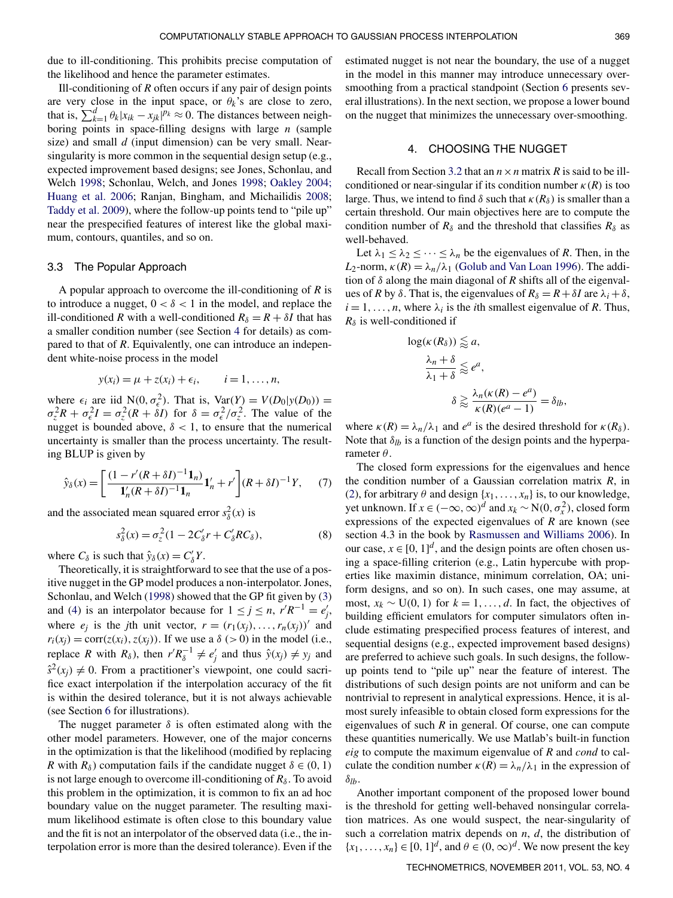due to ill-conditioning. This prohibits precise computation of the likelihood and hence the parameter estimates.

Ill-conditioning of $R$ often occurs if any pair of design points are very close in the input space, or $\theta_k$'s are close to zero, that is, $\sum_{k=1}^{d} \theta_k |x_{ik} - x_{jk}|^{p_k} \approx 0$. The distances between neighboring points in space-filling designs with large $n$ (sample size) and small $d$ (input dimension) can be very small. Near-singularity is more common in the sequential design setup (e.g., expected improvement based designs; see Jones, Schonlau, and Welch 1998; Schonlau, Welch, and Jones 1998; Oakley 2004; Huang et al. 2006; Ranjan, Bingham, and Michailidis 2008; Taddy et al. 2009), where the follow-up points tend to "pile up" near the prespecified features of interest like the global maximum, contours, quantiles, and so on.

### 3.3 The Popular Approach

A popular approach to overcome the ill-conditioning of $R$ is to introduce a nugget, $0 < \delta < 1$ in the model, and replace the ill-conditioned $R$ with a well-conditioned $R_\delta = R + \delta I$ that has a smaller condition number (see Section 4 for details) as compared to that of $R$. Equivalently, one can introduce an independent white-noise process in the model

$$y(x_i) = \mu + z(x_i) + \epsilon_i, \qquad i = 1, \ldots, n,$$

where $\epsilon_i$ are iid $\mathrm{N}(0, \sigma_\epsilon^2)$. That is, $\mathrm{Var}(Y) = V(D_0 | y(D_0)) = \sigma_z^2 R + \sigma_\epsilon^2 I = \sigma_z^2 (R + \delta I)$ for $\delta = \sigma_\epsilon^2 / \sigma_z^2$. The value of the nugget is bounded above, $\delta < 1$, to ensure that the numerical uncertainty is smaller than the process uncertainty. The resulting BLUP is given by

$$\hat{y}_\delta(x) = \left[ \frac{(1 - r'(R + \delta I)^{-1} \mathbf{1}_n)}{\mathbf{1}_n'(R + \delta I)^{-1} \mathbf{1}_n} \mathbf{1}_n' + r' \right] (R + \delta I)^{-1} Y, \qquad (7)$$

and the associated mean squared error $s_\delta^2(x)$ is

$$s_\delta^2(x) = \sigma_z^2 (1 - 2C_\delta' r + C_\delta' R C_\delta), \qquad (8)$$

where $C_\delta$ is such that $\hat{y}_\delta(x) = C_\delta' Y$.

Theoretically, it is straightforward to see that the use of a positive nugget in the GP model produces a non-interpolator. Jones, Schonlau, and Welch (1998) showed that the GP fit given by (3) and (4) is an interpolator because for $1 \le j \le n$, $r'R^{-1} = e_j'$, where $e_j$ is the $j$th unit vector, $r = (r_1(x_j), \ldots, r_n(x_j))'$ and $r_i(x_j) = \mathrm{corr}(z(x_i), z(x_j))$. If we use a $\delta$ $(> 0)$ in the model (i.e., replace $R$ with $R_\delta$), then $r'R_\delta^{-1} \ne e_j'$ and thus $\hat{y}(x_j) \ne y_j$ and $\hat{s}^2(x_j) \ne 0$. From a practitioner's viewpoint, one could sacrifice exact interpolation if the interpolation accuracy of the fit is within the desired tolerance, but it is not always achievable (see Section 6 for illustrations).

The nugget parameter $\delta$ is often estimated along with the other model parameters. However, one of the major concerns in the optimization is that the likelihood (modified by replacing $R$ with $R_\delta$) computation fails if the candidate nugget $\delta \in (0, 1)$ is not large enough to overcome ill-conditioning of $R_\delta$. To avoid this problem in the optimization, it is common to fix an ad hoc boundary value on the nugget parameter. The resulting maximum likelihood estimate is often close to this boundary value and the fit is not an interpolator of the observed data (i.e., the interpolation error is more than the desired tolerance). Even if the estimated nugget is not near the boundary, the use of a nugget in the model in this manner may introduce unnecessary over-smoothing from a practical standpoint (Section 6 presents several illustrations). In the next section, we propose a lower bound on the nugget that minimizes the unnecessary over-smoothing.

## 4. CHOOSING THE NUGGET

Recall from Section 3.2 that an $n \times n$ matrix $R$ is said to be ill-conditioned or near-singular if its condition number $\kappa(R)$ is too large. Thus, we intend to find $\delta$ such that $\kappa(R_\delta)$ is smaller than a certain threshold. Our main objectives here are to compute the condition number of $R_\delta$ and the threshold that classifies $R_\delta$ as well-behaved.

Let $\lambda_1 \le \lambda_2 \le \cdots \le \lambda_n$ be the eigenvalues of $R$. Then, in the $L_2$-norm, $\kappa(R) = \lambda_n / \lambda_1$ (Golub and Van Loan 1996). The addition of $\delta$ along the main diagonal of $R$ shifts all of the eigenvalues of $R$ by $\delta$. That is, the eigenvalues of $R_\delta = R + \delta I$ are $\lambda_i + \delta$, $i = 1, \ldots, n$, where $\lambda_i$ is the $i$th smallest eigenvalue of $R$. Thus, $R_\delta$ is well-conditioned if

$$\log(\kappa(R_\delta)) \lessapprox a,$$

$$\frac{\lambda_n + \delta}{\lambda_1 + \delta} \lessapprox e^a,$$

$$\delta \gtrapprox \frac{\lambda_n(\kappa(R) - e^a)}{\kappa(R)(e^a - 1)} = \delta_{lb},$$

where $\kappa(R) = \lambda_n / \lambda_1$ and $e^a$ is the desired threshold for $\kappa(R_\delta)$. Note that $\delta_{lb}$ is a function of the design points and the hyperparameter $\theta$.

The closed form expressions for the eigenvalues and hence the condition number of a Gaussian correlation matrix $R$, in (2), for arbitrary $\theta$ and design $\{x_1, \ldots, x_n\}$ is, to our knowledge, yet unknown. If $x \in (-\infty, \infty)^d$ and $x_k \sim \mathrm{N}(0, \sigma_x^2)$, closed form expressions of the expected eigenvalues of $R$ are known (see section 4.3 in the book by Rasmussen and Williams 2006). In our case, $x \in [0, 1]^d$, and the design points are often chosen using a space-filling criterion (e.g., Latin hypercube with properties like maximin distance, minimum correlation, OA; uniform designs, and so on). In such cases, one may assume, at most, $x_k \sim \mathrm{U}(0, 1)$ for $k = 1, \ldots, d$. In fact, the objectives of building efficient emulators for computer simulators often include estimating prespecified process features of interest, and sequential designs (e.g., expected improvement based designs) are preferred to achieve such goals. In such designs, the follow-up points tend to "pile up" near the feature of interest. The distributions of such design points are not uniform and can be nontrivial to represent in analytical expressions. Hence, it is almost surely infeasible to obtain closed form expressions for the eigenvalues of such $R$ in general. Of course, one can compute these quantities numerically. We use Matlab's built-in function *eig* to compute the maximum eigenvalue of $R$ and *cond* to calculate the condition number $\kappa(R) = \lambda_n / \lambda_1$ in the expression of $\delta_{lb}$.

Another important component of the proposed lower bound is the threshold for getting well-behaved nonsingular correlation matrices. As one would suspect, the near-singularity of such a correlation matrix depends on $n$, $d$, the distribution of $\{x_1, \ldots, x_n\} \in [0, 1]^d$, and $\theta \in (0, \infty)^d$. We now present the key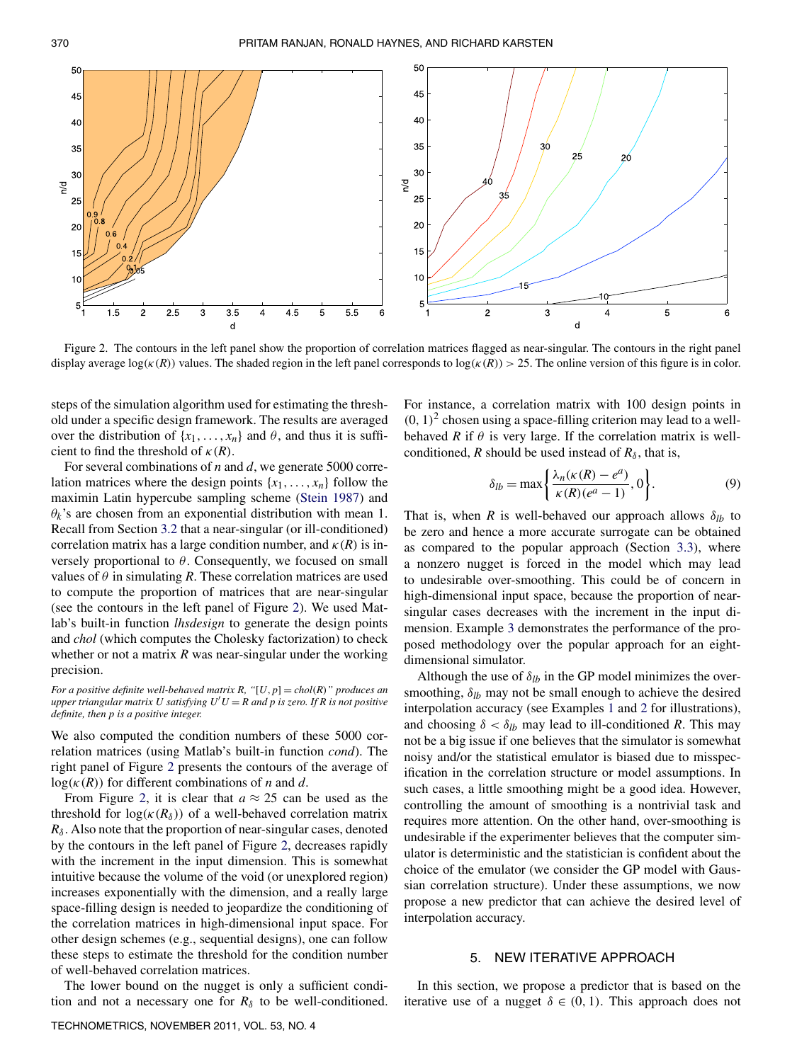Figure 2. The contours in the left panel show the proportion of correlation matrices flagged as near-singular. The contours in the right panel display average $\log(\kappa(R))$ values. The shaded region in the left panel corresponds to $\log(\kappa(R)) > 25$. The online version of this figure is in color.

steps of the simulation algorithm used for estimating the threshold under a specific design framework. The results are averaged over the distribution of $\{x_1, \ldots, x_n\}$ and $\theta$, and thus it is sufficient to find the threshold of $\kappa(R)$.

For several combinations of $n$ and $d$, we generate 5000 correlation matrices where the design points $\{x_1, \ldots, x_n\}$ follow the maximin Latin hypercube sampling scheme (Stein 1987) and $\theta_k$'s are chosen from an exponential distribution with mean 1. Recall from Section 3.2 that a near-singular (or ill-conditioned) correlation matrix has a large condition number, and $\kappa(R)$ is inversely proportional to $\theta$. Consequently, we focused on small values of $\theta$ in simulating $R$. These correlation matrices are used to compute the proportion of matrices that are near-singular (see the contours in the left panel of Figure 2). We used Matlab's built-in function *lhsdesign* to generate the design points and *chol* (which computes the Cholesky factorization) to check whether or not a matrix $R$ was near-singular under the working precision.

*For a positive definite well-behaved matrix R, "$[U, p] = chol(R)$" produces an upper triangular matrix U satisfying $U'U = R$ and p is zero. If R is not positive definite, then p is a positive integer.*

We also computed the condition numbers of these 5000 correlation matrices (using Matlab's built-in function *cond*). The right panel of Figure 2 presents the contours of the average of $\log(\kappa(R))$ for different combinations of $n$ and $d$.

From Figure 2, it is clear that $a \approx 25$ can be used as the threshold for $\log(\kappa(R_\delta))$ of a well-behaved correlation matrix $R_\delta$. Also note that the proportion of near-singular cases, denoted by the contours in the left panel of Figure 2, decreases rapidly with the increment in the input dimension. This is somewhat intuitive because the volume of the void (or unexplored region) increases exponentially with the dimension, and a really large space-filling design is needed to jeopardize the conditioning of the correlation matrices in high-dimensional input space. For other design schemes (e.g., sequential designs), one can follow these steps to estimate the threshold for the condition number of well-behaved correlation matrices.

The lower bound on the nugget is only a sufficient condition and not a necessary one for $R_\delta$ to be well-conditioned. For instance, a correlation matrix with 100 design points in $(0, 1)^2$ chosen using a space-filling criterion may lead to a well-behaved $R$ if $\theta$ is very large. If the correlation matrix is well-conditioned, $R$ should be used instead of $R_\delta$, that is,

$$\delta_{lb} = \max\left\{\frac{\lambda_n(\kappa(R) - e^a)}{\kappa(R)(e^a - 1)}, 0\right\}. \tag{9}$$

That is, when $R$ is well-behaved our approach allows $\delta_{lb}$ to be zero and hence a more accurate surrogate can be obtained as compared to the popular approach (Section 3.3), where a nonzero nugget is forced in the model which may lead to undesirable over-smoothing. This could be of concern in high-dimensional input space, because the proportion of near-singular cases decreases with the increment in the input dimension. Example 3 demonstrates the performance of the proposed methodology over the popular approach for an eight-dimensional simulator.

Although the use of $\delta_{lb}$ in the GP model minimizes the over-smoothing, $\delta_{lb}$ may not be small enough to achieve the desired interpolation accuracy (see Examples 1 and 2 for illustrations), and choosing $\delta < \delta_{lb}$ may lead to ill-conditioned $R$. This may not be a big issue if one believes that the simulator is somewhat noisy and/or the statistical emulator is biased due to misspecification in the correlation structure or model assumptions. In such cases, a little smoothing might be a good idea. However, controlling the amount of smoothing is a nontrivial task and requires more attention. On the other hand, over-smoothing is undesirable if the experimenter believes that the computer simulator is deterministic and the statistician is confident about the choice of the emulator (we consider the GP model with Gaussian correlation structure). Under these assumptions, we now propose a new predictor that can achieve the desired level of interpolation accuracy.

## 5. NEW ITERATIVE APPROACH

In this section, we propose a predictor that is based on the iterative use of a nugget $\delta \in (0, 1)$. This approach does not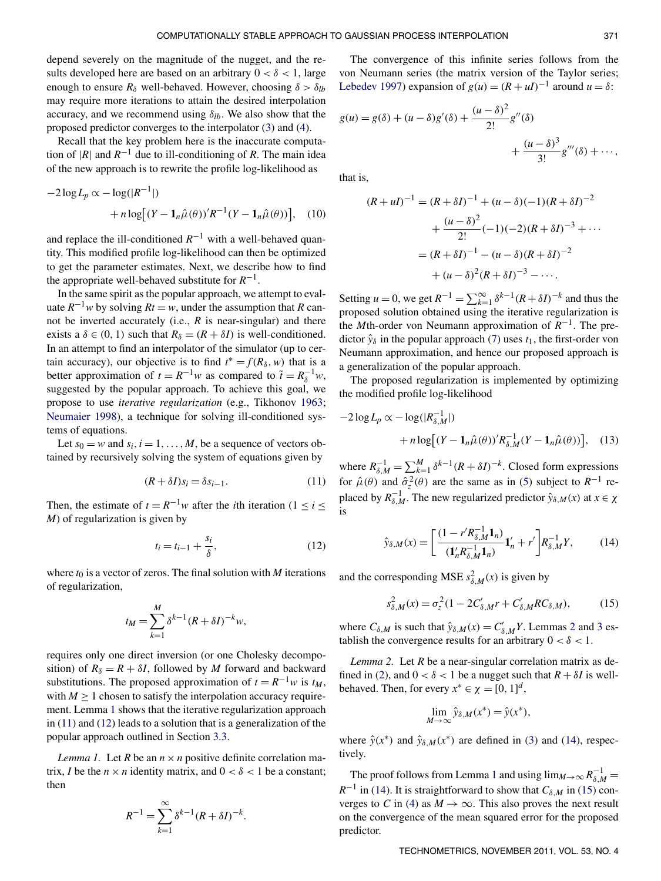depend severely on the magnitude of the nugget, and the results developed here are based on an arbitrary $0 < \delta < 1$, large enough to ensure $R_\delta$ well-behaved. However, choosing $\delta > \delta_{lb}$ may require more iterations to attain the desired interpolation accuracy, and we recommend using $\delta_{lb}$. We also show that the proposed predictor converges to the interpolator (3) and (4).

Recall that the key problem here is the inaccurate computation of $|R|$ and $R^{-1}$ due to ill-conditioning of $R$. The main idea of the new approach is to rewrite the profile log-likelihood as

$$-2\log L_p \propto -\log(|R^{-1}|) + n\log\big[(Y - \mathbf{1}_n\hat{\mu}(\theta))'R^{-1}(Y - \mathbf{1}_n\hat{\mu}(\theta))\big], \quad (10)$$

and replace the ill-conditioned $R^{-1}$ with a well-behaved quantity. This modified profile log-likelihood can then be optimized to get the parameter estimates. Next, we describe how to find the appropriate well-behaved substitute for $R^{-1}$.

In the same spirit as the popular approach, we attempt to evaluate $R^{-1}w$ by solving $Rt = w$, under the assumption that $R$ cannot be inverted accurately (i.e., $R$ is near-singular) and there exists a $\delta \in (0, 1)$ such that $R_\delta = (R + \delta I)$ is well-conditioned. In an attempt to find an interpolator of the simulator (up to certain accuracy), our objective is to find $t^* = f(R_\delta, w)$ that is a better approximation of $t = R^{-1}w$ as compared to $\tilde{t} = R_\delta^{-1}w$, suggested by the popular approach. To achieve this goal, we propose to use *iterative regularization* (e.g., Tikhonov 1963; Neumaier 1998), a technique for solving ill-conditioned systems of equations.

Let $s_0 = w$ and $s_i, i = 1, \ldots, M$, be a sequence of vectors obtained by recursively solving the system of equations given by

$$(R + \delta I)s_i = \delta s_{i-1}. \quad (11)$$

Then, the estimate of $t = R^{-1}w$ after the $i$th iteration ($1 \le i \le M$) of regularization is given by

$$t_i = t_{i-1} + \frac{s_i}{\delta}, \quad (12)$$

where $t_0$ is a vector of zeros. The final solution with $M$ iterations of regularization,

$$t_M = \sum_{k=1}^{M} \delta^{k-1}(R + \delta I)^{-k} w,$$

requires only one direct inversion (or one Cholesky decomposition) of $R_\delta = R + \delta I$, followed by $M$ forward and backward substitutions. The proposed approximation of $t = R^{-1}w$ is $t_M$, with $M \ge 1$ chosen to satisfy the interpolation accuracy requirement. Lemma 1 shows that the iterative regularization approach in (11) and (12) leads to a solution that is a generalization of the popular approach outlined in Section 3.3.

*Lemma 1.* Let $R$ be an $n \times n$ positive definite correlation matrix, $I$ be the $n \times n$ identity matrix, and $0 < \delta < 1$ be a constant; then

$$R^{-1} = \sum_{k=1}^{\infty} \delta^{k-1}(R + \delta I)^{-k}.$$

The convergence of this infinite series follows from the von Neumann series (the matrix version of the Taylor series; Lebedev 1997) expansion of $g(u) = (R + uI)^{-1}$ around $u = \delta$:

$$g(u) = g(\delta) + (u - \delta)g'(\delta) + \frac{(u - \delta)^2}{2!}g''(\delta) + \frac{(u - \delta)^3}{3!}g'''(\delta) + \cdots,$$

that is,

$$\begin{aligned}(R + uI)^{-1} &= (R + \delta I)^{-1} + (u - \delta)(-1)(R + \delta I)^{-2} \\ &\quad + \frac{(u - \delta)^2}{2!}(-1)(-2)(R + \delta I)^{-3} + \cdots \\ &= (R + \delta I)^{-1} - (u - \delta)(R + \delta I)^{-2} \\ &\quad + (u - \delta)^2(R + \delta I)^{-3} - \cdots.\end{aligned}$$

Setting $u = 0$, we get $R^{-1} = \sum_{k=1}^{\infty} \delta^{k-1}(R + \delta I)^{-k}$ and thus the proposed solution obtained using the iterative regularization is the $M$th-order von Neumann approximation of $R^{-1}$. The predictor $\hat{y}_\delta$ in the popular approach (7) uses $t_1$, the first-order von Neumann approximation, and hence our proposed approach is a generalization of the popular approach.

The proposed regularization is implemented by optimizing the modified profile log-likelihood

$$-2\log L_p \propto -\log(|R_{\delta,M}^{-1}|) + n\log\big[(Y - \mathbf{1}_n\hat{\mu}(\theta))'R_{\delta,M}^{-1}(Y - \mathbf{1}_n\hat{\mu}(\theta))\big], \quad (13)$$

where $R_{\delta,M}^{-1} = \sum_{k=1}^{M} \delta^{k-1}(R + \delta I)^{-k}$. Closed form expressions for $\hat{\mu}(\theta)$ and $\hat{\sigma}_z^2(\theta)$ are the same as in (5) subject to $R^{-1}$ replaced by $R_{\delta,M}^{-1}$. The new regularized predictor $\hat{y}_{\delta,M}(x)$ at $x \in \chi$ is

$$\hat{y}_{\delta,M}(x) = \left[\frac{(1 - r'R_{\delta,M}^{-1}\mathbf{1}_n)}{(\mathbf{1}_n'R_{\delta,M}^{-1}\mathbf{1}_n)}\mathbf{1}_n' + r'\right]R_{\delta,M}^{-1}Y, \quad (14)$$

and the corresponding MSE $s_{\delta,M}^2(x)$ is given by

$$s_{\delta,M}^2(x) = \sigma_z^2(1 - 2C_{\delta,M}'r + C_{\delta,M}'RC_{\delta,M}), \quad (15)$$

where $C_{\delta,M}$ is such that $\hat{y}_{\delta,M}(x) = C_{\delta,M}'Y$. Lemmas 2 and 3 establish the convergence results for an arbitrary $0 < \delta < 1$.

*Lemma 2.* Let $R$ be a near-singular correlation matrix as defined in (2), and $0 < \delta < 1$ be a nugget such that $R + \delta I$ is well-behaved. Then, for every $x^* \in \chi = [0, 1]^d$,

$$\lim_{M \to \infty} \hat{y}_{\delta,M}(x^*) = \hat{y}(x^*),$$

where $\hat{y}(x^*)$ and $\hat{y}_{\delta,M}(x^*)$ are defined in (3) and (14), respectively.

The proof follows from Lemma 1 and using $\lim_{M\to\infty} R_{\delta,M}^{-1} = R^{-1}$ in (14). It is straightforward to show that $C_{\delta,M}$ in (15) converges to $C$ in (4) as $M \to \infty$. This also proves the next result on the convergence of the mean squared error for the proposed predictor.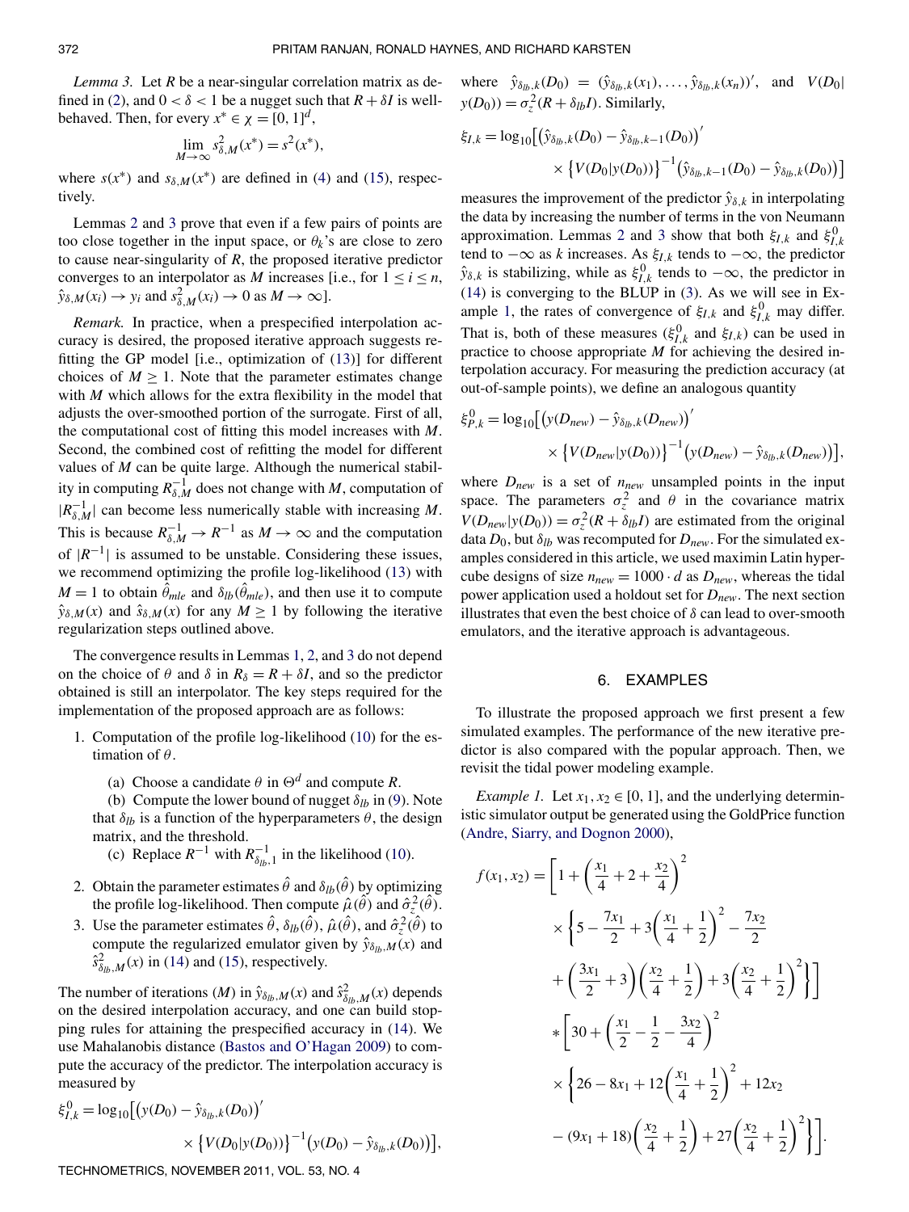*Lemma 3.* Let $R$ be a near-singular correlation matrix as defined in (2), and $0 < \delta < 1$ be a nugget such that $R + \delta I$ is well-behaved. Then, for every $x^* \in \chi = [0,1]^d$,

$$\lim_{M\to\infty} s^2_{\delta,M}(x^*) = s^2(x^*),$$

where $s(x^*)$ and $s_{\delta,M}(x^*)$ are defined in (4) and (15), respectively.

Lemmas 2 and 3 prove that even if a few pairs of points are too close together in the input space, or $\theta_k$'s are close to zero to cause near-singularity of $R$, the proposed iterative predictor converges to an interpolator as $M$ increases [i.e., for $1 \le i \le n$, $\hat{y}_{\delta,M}(x_i) \to y_i$ and $s^2_{\delta,M}(x_i) \to 0$ as $M \to \infty$].

*Remark.* In practice, when a prespecified interpolation accuracy is desired, the proposed iterative approach suggests refitting the GP model [i.e., optimization of (13)] for different choices of $M \ge 1$. Note that the parameter estimates change with $M$ which allows for the extra flexibility in the model that adjusts the over-smoothed portion of the surrogate. First of all, the computational cost of fitting this model increases with $M$. Second, the combined cost of refitting the model for different values of $M$ can be quite large. Although the numerical stability in computing $R^{-1}_{\delta,M}$ does not change with $M$, computation of $|R^{-1}_{\delta,M}|$ can become less numerically stable with increasing $M$. This is because $R^{-1}_{\delta,M} \to R^{-1}$ as $M \to \infty$ and the computation of $|R^{-1}|$ is assumed to be unstable. Considering these issues, we recommend optimizing the profile log-likelihood (13) with $M = 1$ to obtain $\hat{\theta}_{mle}$ and $\delta_{lb}(\hat{\theta}_{mle})$, and then use it to compute $\hat{y}_{\delta,M}(x)$ and $\hat{s}_{\delta,M}(x)$ for any $M \ge 1$ by following the iterative regularization steps outlined above.

The convergence results in Lemmas 1, 2, and 3 do not depend on the choice of $\theta$ and $\delta$ in $R_\delta = R + \delta I$, and so the predictor obtained is still an interpolator. The key steps required for the implementation of the proposed approach are as follows:

1. Computation of the profile log-likelihood (10) for the estimation of $\theta$.
   (a) Choose a candidate $\theta$ in $\Theta^d$ and compute $R$.
   (b) Compute the lower bound of nugget $\delta_{lb}$ in (9). Note that $\delta_{lb}$ is a function of the hyperparameters $\theta$, the design matrix, and the threshold.
   (c) Replace $R^{-1}$ with $R^{-1}_{\delta_{lb},1}$ in the likelihood (10).
2. Obtain the parameter estimates $\hat{\theta}$ and $\delta_{lb}(\hat{\theta})$ by optimizing the profile log-likelihood. Then compute $\hat{\mu}(\hat{\theta})$ and $\hat{\sigma}^2_z(\hat{\theta})$.
3. Use the parameter estimates $\hat{\theta}$, $\delta_{lb}(\hat{\theta})$, $\hat{\mu}(\hat{\theta})$, and $\hat{\sigma}^2_z(\hat{\theta})$ to compute the regularized emulator given by $\hat{y}_{\delta_{lb},M}(x)$ and $\hat{s}^2_{\delta_{lb},M}(x)$ in (14) and (15), respectively.

The number of iterations ($M$) in $\hat{y}_{\delta_{lb},M}(x)$ and $\hat{s}^2_{\delta_{lb},M}(x)$ depends on the desired interpolation accuracy, and one can build stopping rules for attaining the prespecified accuracy in (14). We use Mahalanobis distance (Bastos and O'Hagan 2009) to compute the accuracy of the predictor. The interpolation accuracy is measured by

$$\xi^0_{I,k} = \log_{10}\Big[\big(y(D_0) - \hat{y}_{\delta_{lb},k}(D_0)\big)' \times \big\{V(D_0|y(D_0))\big\}^{-1}\big(y(D_0) - \hat{y}_{\delta_{lb},k}(D_0)\big)\Big],$$

where $\hat{y}_{\delta_{lb},k}(D_0) = (\hat{y}_{\delta_{lb},k}(x_1), \ldots, \hat{y}_{\delta_{lb},k}(x_n))'$, and $V(D_0|y(D_0)) = \sigma^2_z(R + \delta_{lb} I)$. Similarly,

$$\xi_{I,k} = \log_{10}\Big[\big(\hat{y}_{\delta_{lb},k}(D_0) - \hat{y}_{\delta_{lb},k-1}(D_0)\big)' \times \big\{V(D_0|y(D_0))\big\}^{-1}\big(\hat{y}_{\delta_{lb},k-1}(D_0) - \hat{y}_{\delta_{lb},k}(D_0)\big)\Big]$$

measures the improvement of the predictor $\hat{y}_{\delta,k}$ in interpolating the data by increasing the number of terms in the von Neumann approximation. Lemmas 2 and 3 show that both $\xi_{I,k}$ and $\xi^0_{I,k}$ tend to $-\infty$ as $k$ increases. As $\xi_{I,k}$ tends to $-\infty$, the predictor $\hat{y}_{\delta,k}$ is stabilizing, while as $\xi^0_{I,k}$ tends to $-\infty$, the predictor in (14) is converging to the BLUP in (3). As we will see in Example 1, the rates of convergence of $\xi_{I,k}$ and $\xi^0_{I,k}$ may differ. That is, both of these measures ($\xi^0_{I,k}$ and $\xi_{I,k}$) can be used in practice to choose appropriate $M$ for achieving the desired interpolation accuracy. For measuring the prediction accuracy (at out-of-sample points), we define an analogous quantity

$$\xi^0_{P,k} = \log_{10}\Big[\big(y(D_{new}) - \hat{y}_{\delta_{lb},k}(D_{new})\big)' \times \big\{V(D_{new}|y(D_0))\big\}^{-1}\big(y(D_{new}) - \hat{y}_{\delta_{lb},k}(D_{new})\big)\Big],$$

where $D_{new}$ is a set of $n_{new}$ unsampled points in the input space. The parameters $\sigma^2_z$ and $\theta$ in the covariance matrix $V(D_{new}|y(D_0)) = \sigma^2_z(R + \delta_{lb} I)$ are estimated from the original data $D_0$, but $\delta_{lb}$ was recomputed for $D_{new}$. For the simulated examples considered in this article, we used maximin Latin hypercube designs of size $n_{new} = 1000 \cdot d$ as $D_{new}$, whereas the tidal power application used a holdout set for $D_{new}$. The next section illustrates that even the best choice of $\delta$ can lead to over-smooth emulators, and the iterative approach is advantageous.

## 6. EXAMPLES

To illustrate the proposed approach we first present a few simulated examples. The performance of the new iterative predictor is also compared with the popular approach. Then, we revisit the tidal power modeling example.

*Example 1.* Let $x_1, x_2 \in [0,1]$, and the underlying deterministic simulator output be generated using the GoldPrice function (Andre, Siarry, and Dognon 2000),

$$\begin{aligned} f(x_1,x_2) = \Bigg[1 + \left(\frac{x_1}{4} + 2 + \frac{x_2}{4}\right)^2 &\times \left\{5 - \frac{7x_1}{2} + 3\left(\frac{x_1}{4}+\frac{1}{2}\right)^2 - \frac{7x_2}{2} + \left(\frac{3x_1}{2}+3\right)\left(\frac{x_2}{4}+\frac{1}{2}\right) + 3\left(\frac{x_2}{4}+\frac{1}{2}\right)^2\right\}\Bigg] \\ &* \Bigg[30 + \left(\frac{x_1}{2} - \frac{1}{2} - \frac{3x_2}{4}\right)^2 \times \left\{26 - 8x_1 + 12\left(\frac{x_1}{4}+\frac{1}{2}\right)^2 + 12x_2 - (9x_1+18)\left(\frac{x_2}{4}+\frac{1}{2}\right) + 27\left(\frac{x_2}{4}+\frac{1}{2}\right)^2\right\}\Bigg]. \end{aligned}$$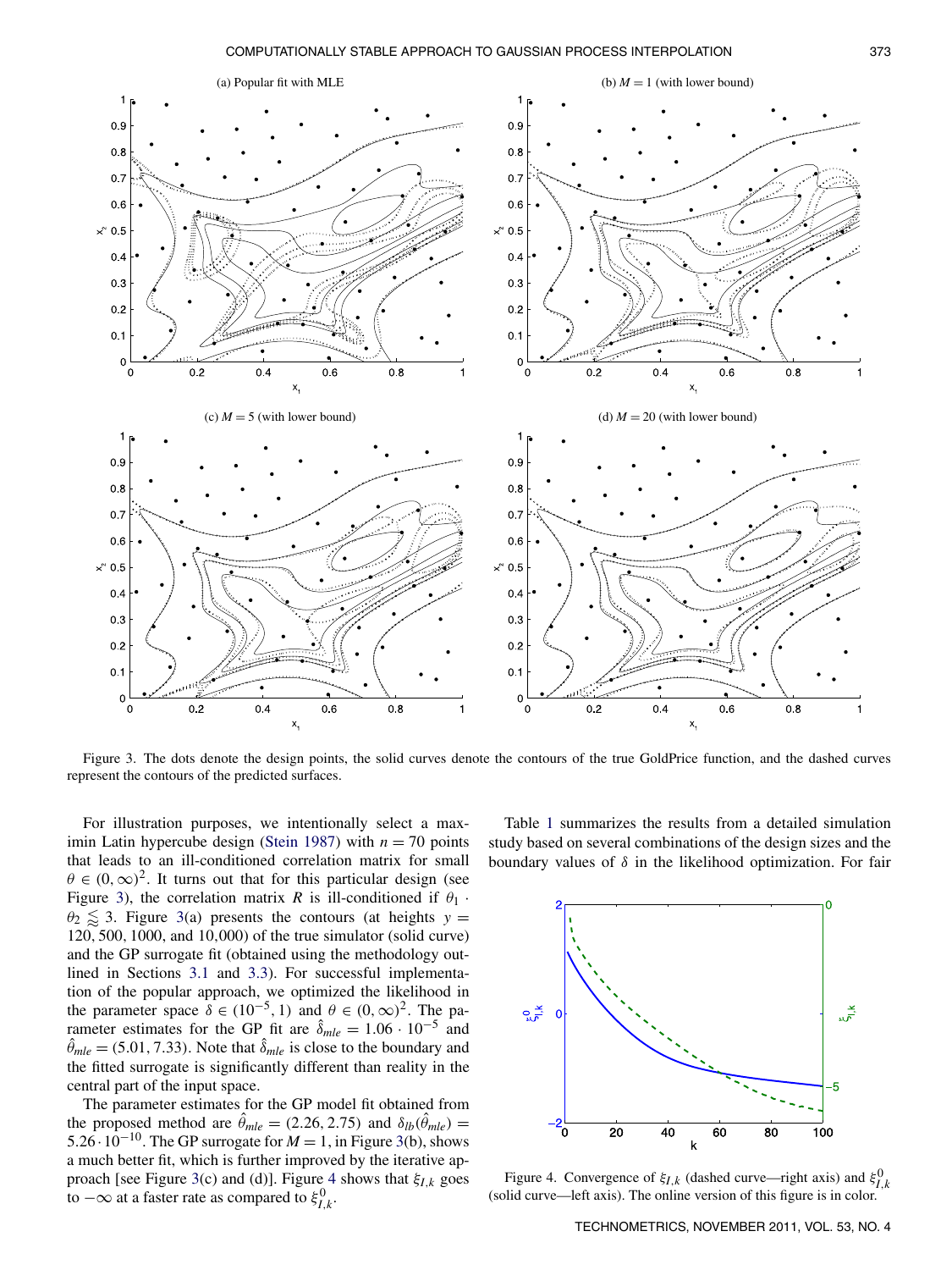Figure 3. The dots denote the design points, the solid curves denote the contours of the true GoldPrice function, and the dashed curves represent the contours of the predicted surfaces.

For illustration purposes, we intentionally select a maximin Latin hypercube design (Stein 1987) with $n = 70$ points that leads to an ill-conditioned correlation matrix for small $\theta \in (0, \infty)^2$. It turns out that for this particular design (see Figure 3), the correlation matrix $R$ is ill-conditioned if $\theta_1 \cdot \theta_2 \lessapprox 3$. Figure 3(a) presents the contours (at heights $y =$ 120, 500, 1000, and 10,000) of the true simulator (solid curve) and the GP surrogate fit (obtained using the methodology outlined in Sections 3.1 and 3.3). For successful implementation of the popular approach, we optimized the likelihood in the parameter space $\delta \in (10^{-5}, 1)$ and $\theta \in (0, \infty)^2$. The parameter estimates for the GP fit are $\hat{\delta}_{mle} = 1.06 \cdot 10^{-5}$ and $\hat{\theta}_{mle} = (5.01, 7.33)$. Note that $\hat{\delta}_{mle}$ is close to the boundary and the fitted surrogate is significantly different than reality in the central part of the input space.

The parameter estimates for the GP model fit obtained from the proposed method are $\hat{\theta}_{mle} = (2.26, 2.75)$ and $\delta_{lb}(\hat{\theta}_{mle}) = 5.26 \cdot 10^{-10}$. The GP surrogate for $M = 1$, in Figure 3(b), shows a much better fit, which is further improved by the iterative approach [see Figure 3(c) and (d)]. Figure 4 shows that $\xi_{I,k}$ goes to $-\infty$ at a faster rate as compared to $\xi^0_{I,k}$.

Table 1 summarizes the results from a detailed simulation study based on several combinations of the design sizes and the boundary values of $\delta$ in the likelihood optimization. For fair

Figure 4. Convergence of $\xi_{I,k}$ (dashed curve—right axis) and $\xi^0_{I,k}$ (solid curve—left axis). The online version of this figure is in color.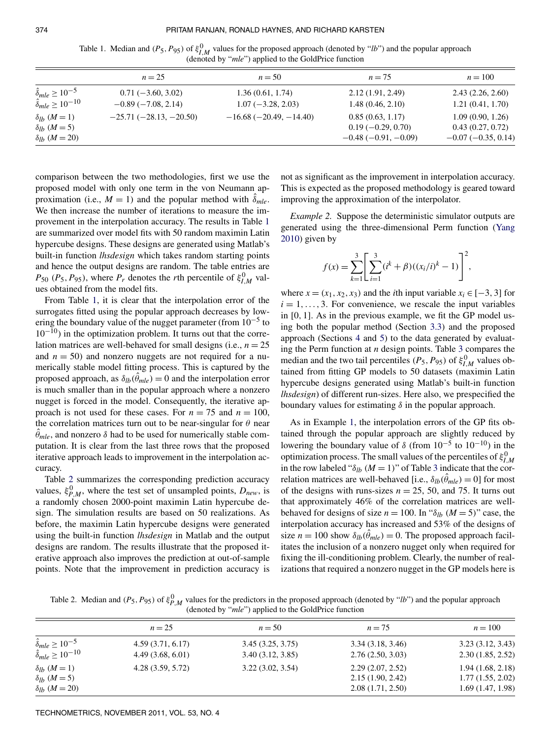Table 1. Median and $(P_5, P_{95})$ of $\xi^0_{I,M}$ values for the proposed approach (denoted by "*lb*") and the popular approach (denoted by "*mle*") applied to the GoldPrice function

| | $n = 25$ | $n = 50$ | $n = 75$ | $n = 100$ |
|---|---|---|---|---|
| $\hat{\delta}_{mle} \geq 10^{-5}$ | 0.71 (−3.60, 3.02) | 1.36 (0.61, 1.74) | 2.12 (1.91, 2.49) | 2.43 (2.26, 2.60) |
| $\hat{\delta}_{mle} \geq 10^{-10}$ | −0.89 (−7.08, 2.14) | 1.07 (−3.28, 2.03) | 1.48 (0.46, 2.10) | 1.21 (0.41, 1.70) |
| $\delta_{lb}$ $(M = 1)$ | −25.71 (−28.13, −20.50) | −16.68 (−20.49, −14.40) | 0.85 (0.63, 1.17) | 1.09 (0.90, 1.26) |
| $\delta_{lb}$ $(M = 5)$ | | | 0.19 (−0.29, 0.70) | 0.43 (0.27, 0.72) |
| $\delta_{lb}$ $(M = 20)$ | | | −0.48 (−0.91, −0.09) | −0.07 (−0.35, 0.14) |

comparison between the two methodologies, first we use the proposed model with only one term in the von Neumann approximation (i.e., $M = 1$) and the popular method with $\hat{\delta}_{mle}$. We then increase the number of iterations to measure the improvement in the interpolation accuracy. The results in Table 1 are summarized over model fits with 50 random maximin Latin hypercube designs. These designs are generated using Matlab's built-in function *lhsdesign* which takes random starting points and hence the output designs are random. The table entries are $P_{50}$ $(P_5, P_{95})$, where $P_r$ denotes the $r$th percentile of $\xi^0_{I,M}$ values obtained from the model fits.

From Table 1, it is clear that the interpolation error of the surrogates fitted using the popular approach decreases by lowering the boundary value of the nugget parameter (from $10^{-5}$ to $10^{-10}$) in the optimization problem. It turns out that the correlation matrices are well-behaved for small designs (i.e., $n = 25$ and $n = 50$) and nonzero nuggets are not required for a numerically stable model fitting process. This is captured by the proposed approach, as $\delta_{lb}(\hat{\theta}_{mle}) = 0$ and the interpolation error is much smaller than in the popular approach where a nonzero nugget is forced in the model. Consequently, the iterative approach is not used for these cases. For $n = 75$ and $n = 100$, the correlation matrices turn out to be near-singular for $\theta$ near $\hat{\theta}_{mle}$, and nonzero $\delta$ had to be used for numerically stable computation. It is clear from the last three rows that the proposed iterative approach leads to improvement in the interpolation accuracy.

Table 2 summarizes the corresponding prediction accuracy values, $\xi^0_{P,M}$, where the test set of unsampled points, $D_{new}$, is a randomly chosen 2000-point maximin Latin hypercube design. The simulation results are based on 50 realizations. As before, the maximin Latin hypercube designs were generated using the built-in function *lhsdesign* in Matlab and the output designs are random. The results illustrate that the proposed iterative approach also improves the prediction at out-of-sample points. Note that the improvement in prediction accuracy is not as significant as the improvement in interpolation accuracy. This is expected as the proposed methodology is geared toward improving the approximation of the interpolator.

*Example 2.* Suppose the deterministic simulator outputs are generated using the three-dimensional Perm function (Yang 2010) given by

$$f(x) = \sum_{k=1}^{3} \left[ \sum_{i=1}^{3} (i^k + \beta)((x_i/i)^k - 1) \right]^2,$$

where $x = (x_1, x_2, x_3)$ and the $i$th input variable $x_i \in [-3, 3]$ for $i = 1, \ldots, 3$. For convenience, we rescale the input variables in $[0, 1]$. As in the previous example, we fit the GP model using both the popular method (Section 3.3) and the proposed approach (Sections 4 and 5) to the data generated by evaluating the Perm function at $n$ design points. Table 3 compares the median and the two tail percentiles $(P_5, P_{95})$ of $\xi^0_{I,M}$ values obtained from fitting GP models to 50 datasets (maximin Latin hypercube designs generated using Matlab's built-in function *lhsdesign*) of different run-sizes. Here also, we prespecified the boundary values for estimating $\delta$ in the popular approach.

As in Example 1, the interpolation errors of the GP fits obtained through the popular approach are slightly reduced by lowering the boundary value of $\delta$ (from $10^{-5}$ to $10^{-10}$) in the optimization process. The small values of the percentiles of $\xi^0_{I,M}$ in the row labeled "$\delta_{lb}$ $(M = 1)$" of Table 3 indicate that the correlation matrices are well-behaved [i.e., $\delta_{lb}(\hat{\theta}_{mle}) = 0$] for most of the designs with runs-sizes $n = 25$, 50, and 75. It turns out that approximately 46% of the correlation matrices are well-behaved for designs of size $n = 100$. In "$\delta_{lb}$ $(M = 5)$" case, the interpolation accuracy has increased and 53% of the designs of size $n = 100$ show $\delta_{lb}(\hat{\theta}_{mle}) = 0$. The proposed approach facilitates the inclusion of a nonzero nugget only when required for fixing the ill-conditioning problem. Clearly, the number of realizations that required a nonzero nugget in the GP models here is

Table 2. Median and $(P_5, P_{95})$ of $\xi^0_{P,M}$ values for the predictors in the proposed approach (denoted by "*lb*") and the popular approach (denoted by "*mle*") applied to the GoldPrice function

| | $n = 25$ | $n = 50$ | $n = 75$ | $n = 100$ |
|---|---|---|---|---|
| $\hat{\delta}_{mle} \geq 10^{-5}$ | 4.59 (3.71, 6.17) | 3.45 (3.25, 3.75) | 3.34 (3.18, 3.46) | 3.23 (3.12, 3.43) |
| $\hat{\delta}_{mle} \geq 10^{-10}$ | 4.49 (3.68, 6.01) | 3.40 (3.12, 3.85) | 2.76 (2.50, 3.03) | 2.30 (1.85, 2.52) |
| $\delta_{lb}$ $(M = 1)$ | 4.28 (3.59, 5.72) | 3.22 (3.02, 3.54) | 2.29 (2.07, 2.52) | 1.94 (1.68, 2.18) |
| $\delta_{lb}$ $(M = 5)$ | | | 2.15 (1.90, 2.42) | 1.77 (1.55, 2.02) |
| $\delta_{lb}$ $(M = 20)$ | | | 2.08 (1.71, 2.50) | 1.69 (1.47, 1.98) |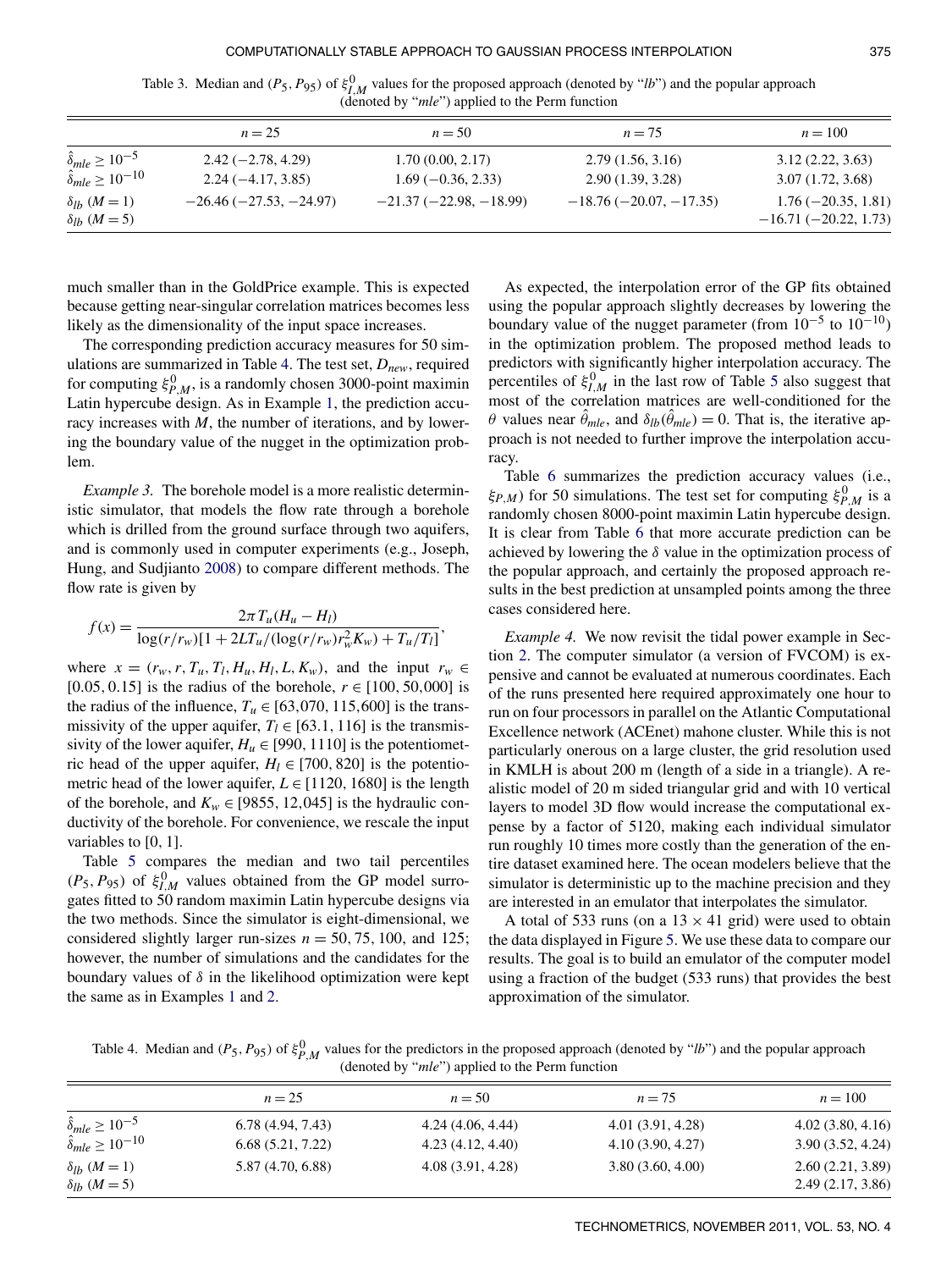Table 3. Median and $(P_5, P_{95})$ of $\xi^0_{I,M}$ values for the proposed approach (denoted by "*lb*") and the popular approach (denoted by "*mle*") applied to the Perm function

| | $n = 25$ | $n = 50$ | $n = 75$ | $n = 100$ |
|---|---|---|---|---|
| $\hat{\delta}_{mle} \geq 10^{-5}$ | 2.42 (−2.78, 4.29) | 1.70 (0.00, 2.17) | 2.79 (1.56, 3.16) | 3.12 (2.22, 3.63) |
| $\hat{\delta}_{mle} \geq 10^{-10}$ | 2.24 (−4.17, 3.85) | 1.69 (−0.36, 2.33) | 2.90 (1.39, 3.28) | 3.07 (1.72, 3.68) |
| $\delta_{lb}$ $(M = 1)$ | −26.46 (−27.53, −24.97) | −21.37 (−22.98, −18.99) | −18.76 (−20.07, −17.35) | 1.76 (−20.35, 1.81) |
| $\delta_{lb}$ $(M = 5)$ | | | | −16.71 (−20.22, 1.73) |

much smaller than in the GoldPrice example. This is expected because getting near-singular correlation matrices becomes less likely as the dimensionality of the input space increases.

The corresponding prediction accuracy measures for 50 simulations are summarized in Table 4. The test set, $D_{new}$, required for computing $\xi^0_{P,M}$, is a randomly chosen 3000-point maximin Latin hypercube design. As in Example 1, the prediction accuracy increases with $M$, the number of iterations, and by lowering the boundary value of the nugget in the optimization problem.

*Example 3.* The borehole model is a more realistic deterministic simulator, that models the flow rate through a borehole which is drilled from the ground surface through two aquifers, and is commonly used in computer experiments (e.g., Joseph, Hung, and Sudjianto 2008) to compare different methods. The flow rate is given by

$$f(x) = \frac{2\pi T_u (H_u - H_l)}{\log(r/r_w)[1 + 2LT_u/(\log(r/r_w) r_w^2 K_w) + T_u/T_l]},$$

where $x = (r_w, r, T_u, T_l, H_u, H_l, L, K_w)$, and the input $r_w \in [0.05, 0.15]$ is the radius of the borehole, $r \in [100, 50{,}000]$ is the radius of the influence, $T_u \in [63{,}070, 115{,}600]$ is the transmissivity of the upper aquifer, $T_l \in [63.1, 116]$ is the transmissivity of the lower aquifer, $H_u \in [990, 1110]$ is the potentiometric head of the upper aquifer, $H_l \in [700, 820]$ is the potentiometric head of the lower aquifer, $L \in [1120, 1680]$ is the length of the borehole, and $K_w \in [9855, 12{,}045]$ is the hydraulic conductivity of the borehole. For convenience, we rescale the input variables to [0, 1].

Table 5 compares the median and two tail percentiles $(P_5, P_{95})$ of $\xi^0_{I,M}$ values obtained from the GP model surrogates fitted to 50 random maximin Latin hypercube designs via the two methods. Since the simulator is eight-dimensional, we considered slightly larger run-sizes $n = 50$, 75, 100, and 125; however, the number of simulations and the candidates for the boundary values of $\delta$ in the likelihood optimization were kept the same as in Examples 1 and 2.

As expected, the interpolation error of the GP fits obtained using the popular approach slightly decreases by lowering the boundary value of the nugget parameter (from $10^{-5}$ to $10^{-10}$) in the optimization problem. The proposed method leads to predictors with significantly higher interpolation accuracy. The percentiles of $\xi^0_{I,M}$ in the last row of Table 5 also suggest that most of the correlation matrices are well-conditioned for the $\theta$ values near $\hat{\theta}_{mle}$, and $\delta_{lb}(\hat{\theta}_{mle}) = 0$. That is, the iterative approach is not needed to further improve the interpolation accuracy.

Table 6 summarizes the prediction accuracy values (i.e., $\xi_{P,M}$) for 50 simulations. The test set for computing $\xi^0_{P,M}$ is a randomly chosen 8000-point maximin Latin hypercube design. It is clear from Table 6 that more accurate prediction can be achieved by lowering the $\delta$ value in the optimization process of the popular approach, and certainly the proposed approach results in the best prediction at unsampled points among the three cases considered here.

*Example 4.* We now revisit the tidal power example in Section 2. The computer simulator (a version of FVCOM) is expensive and cannot be evaluated at numerous coordinates. Each of the runs presented here required approximately one hour to run on four processors in parallel on the Atlantic Computational Excellence network (ACEnet) mahone cluster. While this is not particularly onerous on a large cluster, the grid resolution used in KMLH is about 200 m (length of a side in a triangle). A realistic model of 20 m sided triangular grid and with 10 vertical layers to model 3D flow would increase the computational expense by a factor of 5120, making each individual simulator run roughly 10 times more costly than the generation of the entire dataset examined here. The ocean modelers believe that the simulator is deterministic up to the machine precision and they are interested in an emulator that interpolates the simulator.

A total of 533 runs (on a $13 \times 41$ grid) were used to obtain the data displayed in Figure 5. We use these data to compare our results. The goal is to build an emulator of the computer model using a fraction of the budget (533 runs) that provides the best approximation of the simulator.

Table 4. Median and $(P_5, P_{95})$ of $\xi^0_{P,M}$ values for the predictors in the proposed approach (denoted by "*lb*") and the popular approach (denoted by "*mle*") applied to the Perm function

| | $n = 25$ | $n = 50$ | $n = 75$ | $n = 100$ |
|---|---|---|---|---|
| $\hat{\delta}_{mle} \geq 10^{-5}$ | 6.78 (4.94, 7.43) | 4.24 (4.06, 4.44) | 4.01 (3.91, 4.28) | 4.02 (3.80, 4.16) |
| $\hat{\delta}_{mle} \geq 10^{-10}$ | 6.68 (5.21, 7.22) | 4.23 (4.12, 4.40) | 4.10 (3.90, 4.27) | 3.90 (3.52, 4.24) |
| $\delta_{lb}$ $(M = 1)$ | 5.87 (4.70, 6.88) | 4.08 (3.91, 4.28) | 3.80 (3.60, 4.00) | 2.60 (2.21, 3.89) |
| $\delta_{lb}$ $(M = 5)$ | | | | 2.49 (2.17, 3.86) |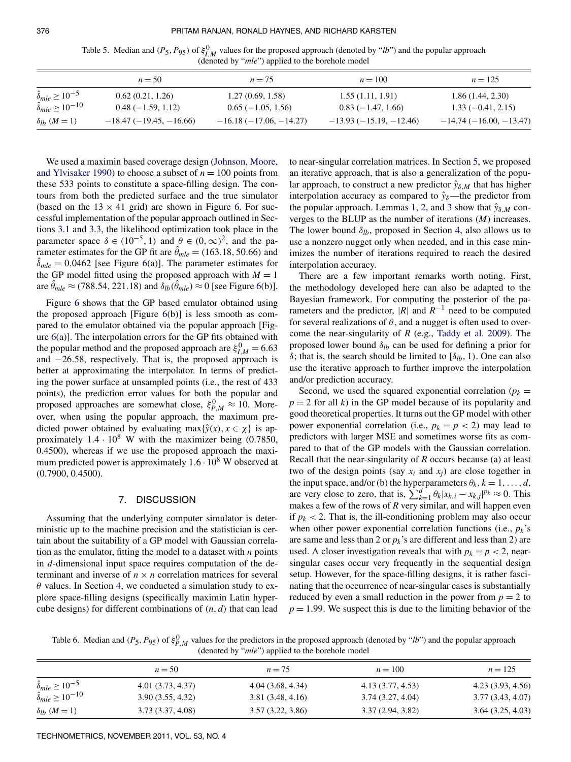Table 5. Median and $(P_5, P_{95})$ of $\xi^0_{I,M}$ values for the proposed approach (denoted by "*lb*") and the popular approach (denoted by "*mle*") applied to the borehole model

| | $n = 50$ | $n = 75$ | $n = 100$ | $n = 125$ |
|---|---|---|---|---|
| $\hat{\delta}_{mle} \geq 10^{-5}$ | 0.62 (0.21, 1.26) | 1.27 (0.69, 1.58) | 1.55 (1.11, 1.91) | 1.86 (1.44, 2.30) |
| $\hat{\delta}_{mle} \geq 10^{-10}$ | 0.48 (−1.59, 1.12) | 0.65 (−1.05, 1.56) | 0.83 (−1.47, 1.66) | 1.33 (−0.41, 2.15) |
| $\delta_{lb}$ $(M = 1)$ | −18.47 (−19.45, −16.66) | −16.18 (−17.06, −14.27) | −13.93 (−15.19, −12.46) | −14.74 (−16.00, −13.47) |

We used a maximin based coverage design (Johnson, Moore, and Ylvisaker 1990) to choose a subset of $n = 100$ points from these 533 points to constitute a space-filling design. The contours from both the predicted surface and the true simulator (based on the $13 \times 41$ grid) are shown in Figure 6. For successful implementation of the popular approach outlined in Sections 3.1 and 3.3, the likelihood optimization took place in the parameter space $\delta \in (10^{-5}, 1)$ and $\theta \in (0, \infty)^2$, and the parameter estimates for the GP fit are $\hat{\theta}_{mle} = (163.18, 50.66)$ and $\hat{\delta}_{mle} = 0.0462$ [see Figure 6(a)]. The parameter estimates for the GP model fitted using the proposed approach with $M = 1$ are $\hat{\theta}_{mle} \approx (788.54, 221.18)$ and $\delta_{lb}(\hat{\theta}_{mle}) \approx 0$ [see Figure 6(b)].

Figure 6 shows that the GP based emulator obtained using the proposed approach [Figure 6(b)] is less smooth as compared to the emulator obtained via the popular approach [Figure 6(a)]. The interpolation errors for the GP fits obtained with the popular method and the proposed approach are $\xi^0_{I,M} = 6.63$ and $-26.58$, respectively. That is, the proposed approach is better at approximating the interpolator. In terms of predicting the power surface at unsampled points (i.e., the rest of 433 points), the prediction error values for both the popular and proposed approaches are somewhat close, $\xi^0_{P,M} \approx 10$. Moreover, when using the popular approach, the maximum predicted power obtained by evaluating $\max\{\hat{y}(x), x \in \chi\}$ is approximately $1.4 \cdot 10^8$ W with the maximizer being (0.7850, 0.4500), whereas if we use the proposed approach the maximum predicted power is approximately $1.6 \cdot 10^8$ W observed at (0.7900, 0.4500).

## 7. DISCUSSION

Assuming that the underlying computer simulator is deterministic up to the machine precision and the statistician is certain about the suitability of a GP model with Gaussian correlation as the emulator, fitting the model to a dataset with $n$ points in $d$-dimensional input space requires computation of the determinant and inverse of $n \times n$ correlation matrices for several $\theta$ values. In Section 4, we conducted a simulation study to explore space-filling designs (specifically maximin Latin hypercube designs) for different combinations of $(n, d)$ that can lead to near-singular correlation matrices. In Section 5, we proposed an iterative approach, that is also a generalization of the popular approach, to construct a new predictor $\hat{y}_{\delta,M}$ that has higher interpolation accuracy as compared to $\hat{y}_\delta$—the predictor from the popular approach. Lemmas 1, 2, and 3 show that $\hat{y}_{\delta,M}$ converges to the BLUP as the number of iterations ($M$) increases. The lower bound $\delta_{lb}$, proposed in Section 4, also allows us to use a nonzero nugget only when needed, and in this case minimizes the number of iterations required to reach the desired interpolation accuracy.

There are a few important remarks worth noting. First, the methodology developed here can also be adapted to the Bayesian framework. For computing the posterior of the parameters and the predictor, $|R|$ and $R^{-1}$ need to be computed for several realizations of $\theta$, and a nugget is often used to overcome the near-singularity of $R$ (e.g., Taddy et al. 2009). The proposed lower bound $\delta_{lb}$ can be used for defining a prior for $\delta$; that is, the search should be limited to $[\delta_{lb}, 1)$. One can also use the iterative approach to further improve the interpolation and/or prediction accuracy.

Second, we used the squared exponential correlation ($p_k = p = 2$ for all $k$) in the GP model because of its popularity and good theoretical properties. It turns out the GP model with other power exponential correlation (i.e., $p_k = p < 2$) may lead to predictors with larger MSE and sometimes worse fits as compared to that of the GP models with the Gaussian correlation. Recall that the near-singularity of $R$ occurs because (a) at least two of the design points (say $x_i$ and $x_j$) are close together in the input space, and/or (b) the hyperparameters $\theta_k, k = 1, \ldots, d$, are very close to zero, that is, $\sum_{k=1}^{d} \theta_k |x_{k,i} - x_{k,j}|^{p_k} \approx 0$. This makes a few of the rows of $R$ very similar, and will happen even if $p_k < 2$. That is, the ill-conditioning problem may also occur when other power exponential correlation functions (i.e., $p_k$'s are same and less than 2 or $p_k$'s are different and less than 2) are used. A closer investigation reveals that with $p_k = p < 2$, near-singular cases occur very frequently in the sequential design setup. However, for the space-filling designs, it is rather fascinating that the occurrence of near-singular cases is substantially reduced by even a small reduction in the power from $p = 2$ to $p = 1.99$. We suspect this is due to the limiting behavior of the

Table 6. Median and $(P_5, P_{95})$ of $\xi^0_{P,M}$ values for the predictors in the proposed approach (denoted by "*lb*") and the popular approach (denoted by "*mle*") applied to the borehole model

| | $n = 50$ | $n = 75$ | $n = 100$ | $n = 125$ |
|---|---|---|---|---|
| $\hat{\delta}_{mle} \geq 10^{-5}$ | 4.01 (3.73, 4.37) | 4.04 (3.68, 4.34) | 4.13 (3.77, 4.53) | 4.23 (3.93, 4.56) |
| $\hat{\delta}_{mle} \geq 10^{-10}$ | 3.90 (3.55, 4.32) | 3.81 (3.48, 4.16) | 3.74 (3.27, 4.04) | 3.77 (3.43, 4.07) |
| $\delta_{lb}$ $(M = 1)$ | 3.73 (3.37, 4.08) | 3.57 (3.22, 3.86) | 3.37 (2.94, 3.82) | 3.64 (3.25, 4.03) |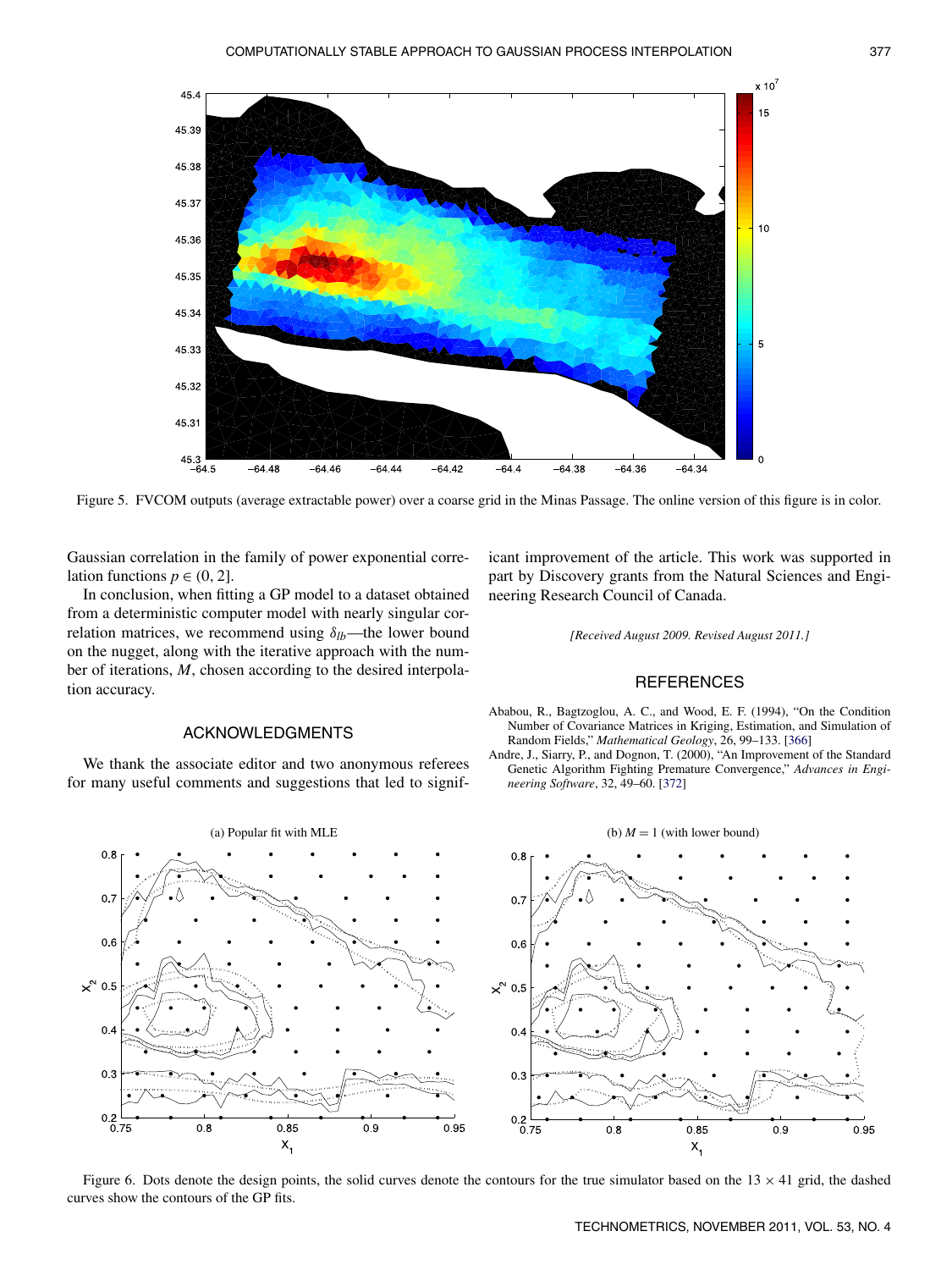Figure 5. FVCOM outputs (average extractable power) over a coarse grid in the Minas Passage. The online version of this figure is in color.

Gaussian correlation in the family of power exponential correlation functions $p \in (0, 2]$.

In conclusion, when fitting a GP model to a dataset obtained from a deterministic computer model with nearly singular correlation matrices, we recommend using $\delta_{lb}$—the lower bound on the nugget, along with the iterative approach with the number of iterations, $M$, chosen according to the desired interpolation accuracy.

## ACKNOWLEDGMENTS

We thank the associate editor and two anonymous referees for many useful comments and suggestions that led to significant improvement of the article. This work was supported in part by Discovery grants from the Natural Sciences and Engineering Research Council of Canada.

*[Received August 2009. Revised August 2011.]*

## REFERENCES

Ababou, R., Bagtzoglou, A. C., and Wood, E. F. (1994), "On the Condition Number of Covariance Matrices in Kriging, Estimation, and Simulation of Random Fields," *Mathematical Geology*, 26, 99–133. [366]

Andre, J., Siarry, P., and Dognon, T. (2000), "An Improvement of the Standard Genetic Algorithm Fighting Premature Convergence," *Advances in Engineering Software*, 32, 49–60. [372]

Figure 6. Dots denote the design points, the solid curves denote the contours for the true simulator based on the $13 \times 41$ grid, the dashed curves show the contours of the GP fits.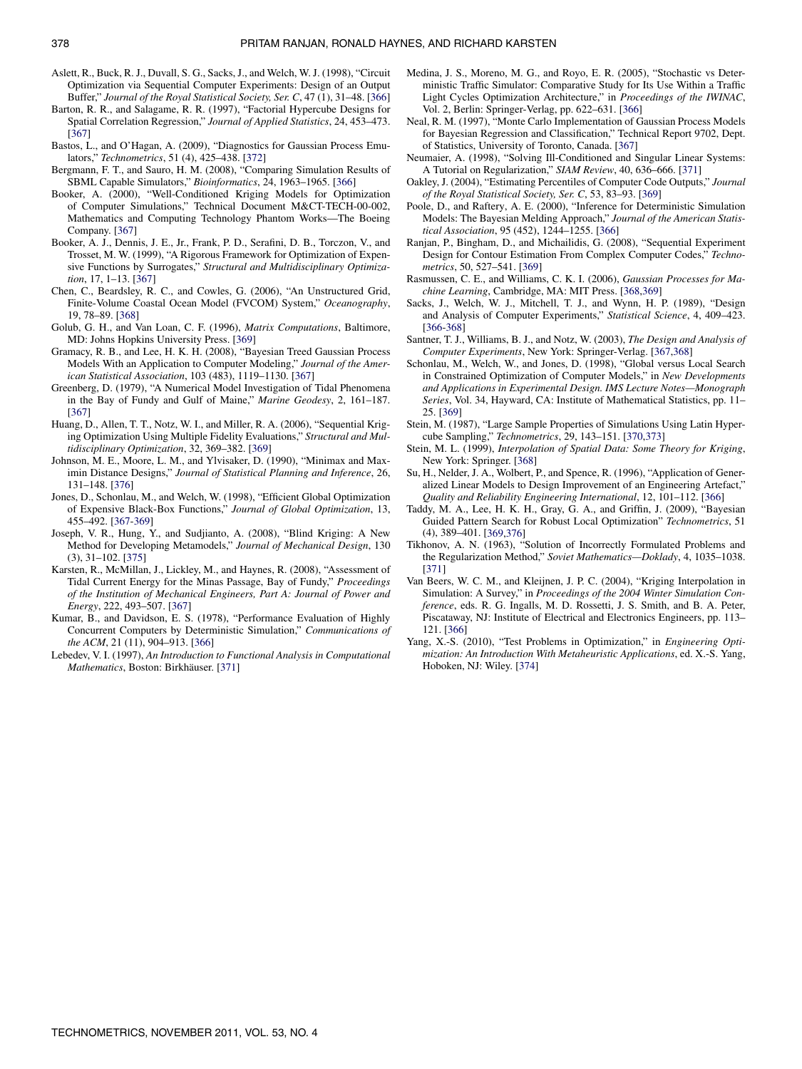Aslett, R., Buck, R. J., Duvall, S. G., Sacks, J., and Welch, W. J. (1998), "Circuit Optimization via Sequential Computer Experiments: Design of an Output Buffer," *Journal of the Royal Statistical Society, Ser. C*, 47 (1), 31–48. [366]

Barton, R. R., and Salagame, R. R. (1997), "Factorial Hypercube Designs for Spatial Correlation Regression," *Journal of Applied Statistics*, 24, 453–473. [367]

Bastos, L., and O'Hagan, A. (2009), "Diagnostics for Gaussian Process Emulators," *Technometrics*, 51 (4), 425–438. [372]

Bergmann, F. T., and Sauro, H. M. (2008), "Comparing Simulation Results of SBML Capable Simulators," *Bioinformatics*, 24, 1963–1965. [366]

Booker, A. (2000), "Well-Conditioned Kriging Models for Optimization of Computer Simulations," Technical Document M&CT-TECH-00-002, Mathematics and Computing Technology Phantom Works—The Boeing Company. [367]

Booker, A. J., Dennis, J. E., Jr., Frank, P. D., Serafini, D. B., Torczon, V., and Trosset, M. W. (1999), "A Rigorous Framework for Optimization of Expensive Functions by Surrogates," *Structural and Multidisciplinary Optimization*, 17, 1–13. [367]

Chen, C., Beardsley, R. C., and Cowles, G. (2006), "An Unstructured Grid, Finite-Volume Coastal Ocean Model (FVCOM) System," *Oceanography*, 19, 78–89. [368]

Golub, G. H., and Van Loan, C. F. (1996), *Matrix Computations*, Baltimore, MD: Johns Hopkins University Press. [369]

Gramacy, R. B., and Lee, H. K. H. (2008), "Bayesian Treed Gaussian Process Models With an Application to Computer Modeling," *Journal of the American Statistical Association*, 103 (483), 1119–1130. [367]

Greenberg, D. (1979), "A Numerical Model Investigation of Tidal Phenomena in the Bay of Fundy and Gulf of Maine," *Marine Geodesy*, 2, 161–187. [367]

Huang, D., Allen, T. T., Notz, W. I., and Miller, R. A. (2006), "Sequential Kriging Optimization Using Multiple Fidelity Evaluations," *Structural and Multidisciplinary Optimization*, 32, 369–382. [369]

Johnson, M. E., Moore, L. M., and Ylvisaker, D. (1990), "Minimax and Maximin Distance Designs," *Journal of Statistical Planning and Inference*, 26, 131–148. [376]

Jones, D., Schonlau, M., and Welch, W. (1998), "Efficient Global Optimization of Expensive Black-Box Functions," *Journal of Global Optimization*, 13, 455–492. [367-369]

Joseph, V. R., Hung, Y., and Sudjianto, A. (2008), "Blind Kriging: A New Method for Developing Metamodels," *Journal of Mechanical Design*, 130 (3), 31–102. [375]

Karsten, R., McMillan, J., Lickley, M., and Haynes, R. (2008), "Assessment of Tidal Current Energy for the Minas Passage, Bay of Fundy," *Proceedings of the Institution of Mechanical Engineers, Part A: Journal of Power and Energy*, 222, 493–507. [367]

Kumar, B., and Davidson, E. S. (1978), "Performance Evaluation of Highly Concurrent Computers by Deterministic Simulation," *Communications of the ACM*, 21 (11), 904–913. [366]

Lebedev, V. I. (1997), *An Introduction to Functional Analysis in Computational Mathematics*, Boston: Birkhäuser. [371]

Medina, J. S., Moreno, M. G., and Royo, E. R. (2005), "Stochastic vs Deterministic Traffic Simulator: Comparative Study for Its Use Within a Traffic Light Cycles Optimization Architecture," in *Proceedings of the IWINAC*, Vol. 2, Berlin: Springer-Verlag, pp. 622–631. [366]

Neal, R. M. (1997), "Monte Carlo Implementation of Gaussian Process Models for Bayesian Regression and Classification," Technical Report 9702, Dept. of Statistics, University of Toronto, Canada. [367]

Neumaier, A. (1998), "Solving Ill-Conditioned and Singular Linear Systems: A Tutorial on Regularization," *SIAM Review*, 40, 636–666. [371]

Oakley, J. (2004), "Estimating Percentiles of Computer Code Outputs," *Journal of the Royal Statistical Society, Ser. C*, 53, 83–93. [369]

Poole, D., and Raftery, A. E. (2000), "Inference for Deterministic Simulation Models: The Bayesian Melding Approach," *Journal of the American Statistical Association*, 95 (452), 1244–1255. [366]

Ranjan, P., Bingham, D., and Michailidis, G. (2008), "Sequential Experiment Design for Contour Estimation From Complex Computer Codes," *Technometrics*, 50, 527–541. [369]

Rasmussen, C. E., and Williams, C. K. I. (2006), *Gaussian Processes for Machine Learning*, Cambridge, MA: MIT Press. [368,369]

Sacks, J., Welch, W. J., Mitchell, T. J., and Wynn, H. P. (1989), "Design and Analysis of Computer Experiments," *Statistical Science*, 4, 409–423. [366-368]

Santner, T. J., Williams, B. J., and Notz, W. (2003), *The Design and Analysis of Computer Experiments*, New York: Springer-Verlag. [367,368]

Schonlau, M., Welch, W., and Jones, D. (1998), "Global versus Local Search in Constrained Optimization of Computer Models," in *New Developments and Applications in Experimental Design. IMS Lecture Notes—Monograph Series*, Vol. 34, Hayward, CA: Institute of Mathematical Statistics, pp. 11–25. [369]

Stein, M. (1987), "Large Sample Properties of Simulations Using Latin Hypercube Sampling," *Technometrics*, 29, 143–151. [370,373]

Stein, M. L. (1999), *Interpolation of Spatial Data: Some Theory for Kriging*, New York: Springer. [368]

Su, H., Nelder, J. A., Wolbert, P., and Spence, R. (1996), "Application of Generalized Linear Models to Design Improvement of an Engineering Artefact," *Quality and Reliability Engineering International*, 12, 101–112. [366]

Taddy, M. A., Lee, H. K. H., Gray, G. A., and Griffin, J. (2009), "Bayesian Guided Pattern Search for Robust Local Optimization" *Technometrics*, 51 (4), 389–401. [369,376]

Tikhonov, A. N. (1963), "Solution of Incorrectly Formulated Problems and the Regularization Method," *Soviet Mathematics—Doklady*, 4, 1035–1038. [371]

Van Beers, W. C. M., and Kleijnen, J. P. C. (2004), "Kriging Interpolation in Simulation: A Survey," in *Proceedings of the 2004 Winter Simulation Conference*, eds. R. G. Ingalls, M. D. Rossetti, J. S. Smith, and B. A. Peter, Piscataway, NJ: Institute of Electrical and Electronics Engineers, pp. 113–121. [366]

Yang, X.-S. (2010), "Test Problems in Optimization," in *Engineering Optimization: An Introduction With Metaheuristic Applications*, ed. X.-S. Yang, Hoboken, NJ: Wiley. [374]